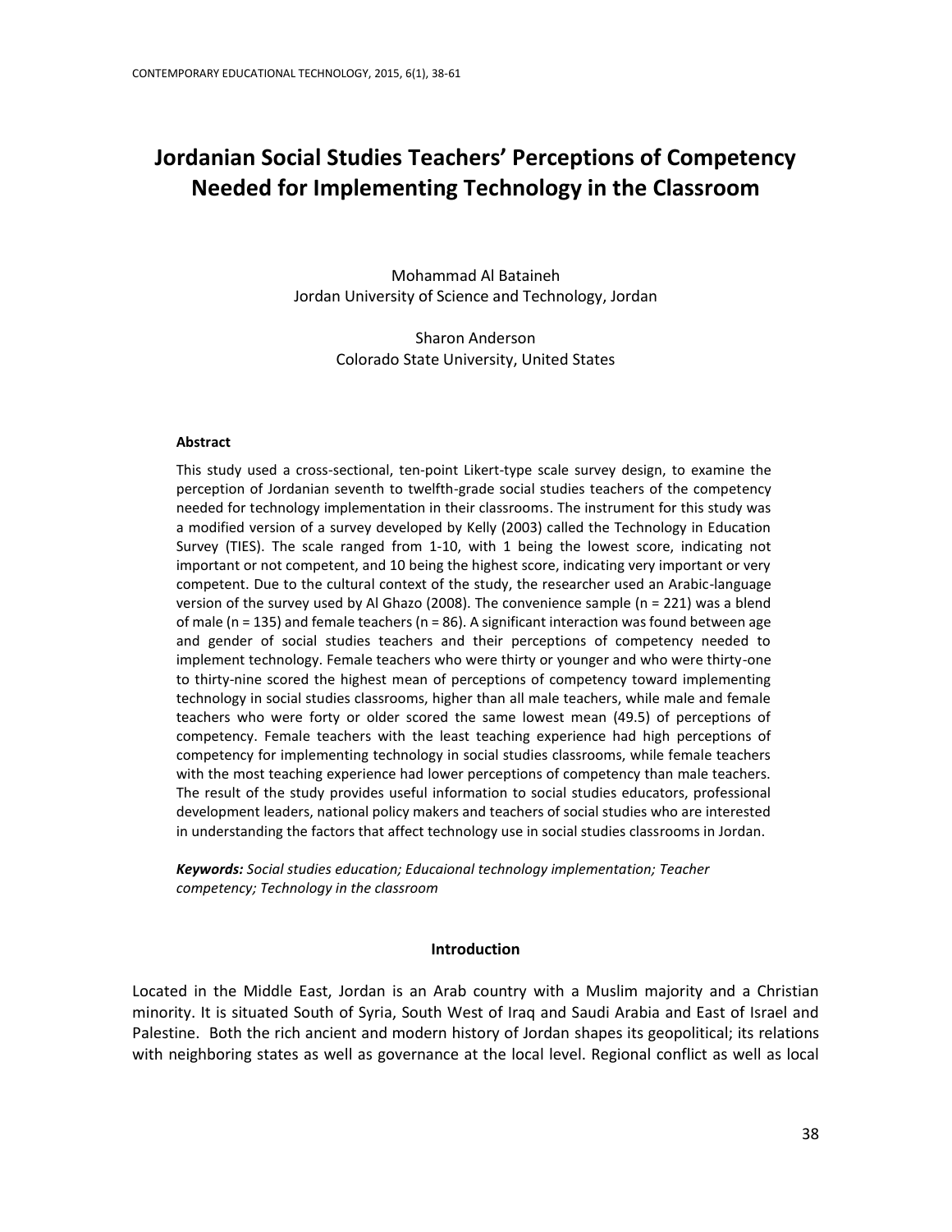# Jordanian Social Studies Teachers' Perceptions of Competency Needed for Implementing Technology in the Classroom

Mohammad Al Bataineh
Jordan University of Science and Technology, Jordan

Sharon Anderson
Colorado State University, United States

### Abstract

This study used a cross-sectional, ten-point Likert-type scale survey design, to examine the perception of Jordanian seventh to twelfth-grade social studies teachers of the competency needed for technology implementation in their classrooms. The instrument for this study was a modified version of a survey developed by Kelly (2003) called the Technology in Education Survey (TIES). The scale ranged from 1-10, with 1 being the lowest score, indicating not important or not competent, and 10 being the highest score, indicating very important or very competent. Due to the cultural context of the study, the researcher used an Arabic-language version of the survey used by Al Ghazo (2008). The convenience sample (n = 221) was a blend of male (n = 135) and female teachers (n = 86). A significant interaction was found between age and gender of social studies teachers and their perceptions of competency needed to implement technology. Female teachers who were thirty or younger and who were thirty-one to thirty-nine scored the highest mean of perceptions of competency toward implementing technology in social studies classrooms, higher than all male teachers, while male and female teachers who were forty or older scored the same lowest mean (49.5) of perceptions of competency. Female teachers with the least teaching experience had high perceptions of competency for implementing technology in social studies classrooms, while female teachers with the most teaching experience had lower perceptions of competency than male teachers. The result of the study provides useful information to social studies educators, professional development leaders, national policy makers and teachers of social studies who are interested in understanding the factors that affect technology use in social studies classrooms in Jordan.

***Keywords:*** *Social studies education; Educaional technology implementation; Teacher competency; Technology in the classroom*

## Introduction

Located in the Middle East, Jordan is an Arab country with a Muslim majority and a Christian minority. It is situated South of Syria, South West of Iraq and Saudi Arabia and East of Israel and Palestine. Both the rich ancient and modern history of Jordan shapes its geopolitical; its relations with neighboring states as well as governance at the local level. Regional conflict as well as local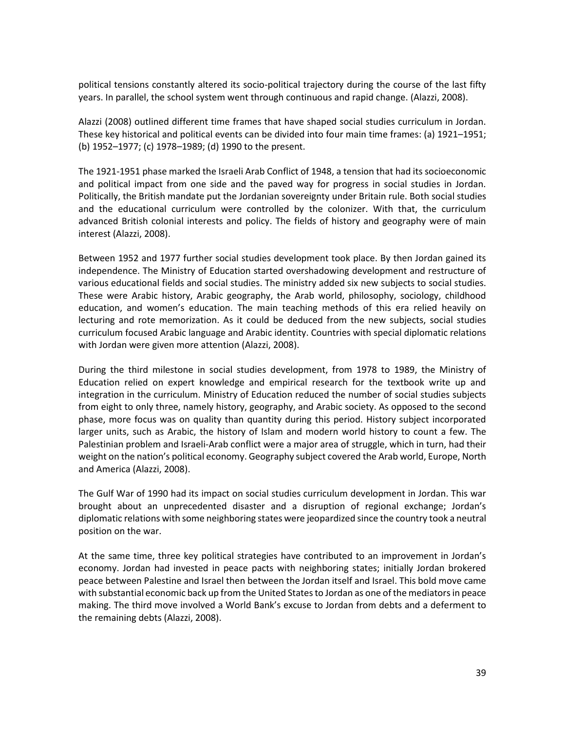political tensions constantly altered its socio-political trajectory during the course of the last fifty years. In parallel, the school system went through continuous and rapid change. (Alazzi, 2008).

Alazzi (2008) outlined different time frames that have shaped social studies curriculum in Jordan. These key historical and political events can be divided into four main time frames: (a) 1921–1951; (b) 1952–1977; (c) 1978–1989; (d) 1990 to the present.

The 1921-1951 phase marked the Israeli Arab Conflict of 1948, a tension that had its socioeconomic and political impact from one side and the paved way for progress in social studies in Jordan. Politically, the British mandate put the Jordanian sovereignty under Britain rule. Both social studies and the educational curriculum were controlled by the colonizer. With that, the curriculum advanced British colonial interests and policy. The fields of history and geography were of main interest (Alazzi, 2008).

Between 1952 and 1977 further social studies development took place. By then Jordan gained its independence. The Ministry of Education started overshadowing development and restructure of various educational fields and social studies. The ministry added six new subjects to social studies. These were Arabic history, Arabic geography, the Arab world, philosophy, sociology, childhood education, and women's education. The main teaching methods of this era relied heavily on lecturing and rote memorization. As it could be deduced from the new subjects, social studies curriculum focused Arabic language and Arabic identity. Countries with special diplomatic relations with Jordan were given more attention (Alazzi, 2008).

During the third milestone in social studies development, from 1978 to 1989, the Ministry of Education relied on expert knowledge and empirical research for the textbook write up and integration in the curriculum. Ministry of Education reduced the number of social studies subjects from eight to only three, namely history, geography, and Arabic society. As opposed to the second phase, more focus was on quality than quantity during this period. History subject incorporated larger units, such as Arabic, the history of Islam and modern world history to count a few. The Palestinian problem and Israeli-Arab conflict were a major area of struggle, which in turn, had their weight on the nation's political economy. Geography subject covered the Arab world, Europe, North and America (Alazzi, 2008).

The Gulf War of 1990 had its impact on social studies curriculum development in Jordan. This war brought about an unprecedented disaster and a disruption of regional exchange; Jordan's diplomatic relations with some neighboring states were jeopardized since the country took a neutral position on the war.

At the same time, three key political strategies have contributed to an improvement in Jordan's economy. Jordan had invested in peace pacts with neighboring states; initially Jordan brokered peace between Palestine and Israel then between the Jordan itself and Israel. This bold move came with substantial economic back up from the United States to Jordan as one of the mediators in peace making. The third move involved a World Bank's excuse to Jordan from debts and a deferment to the remaining debts (Alazzi, 2008).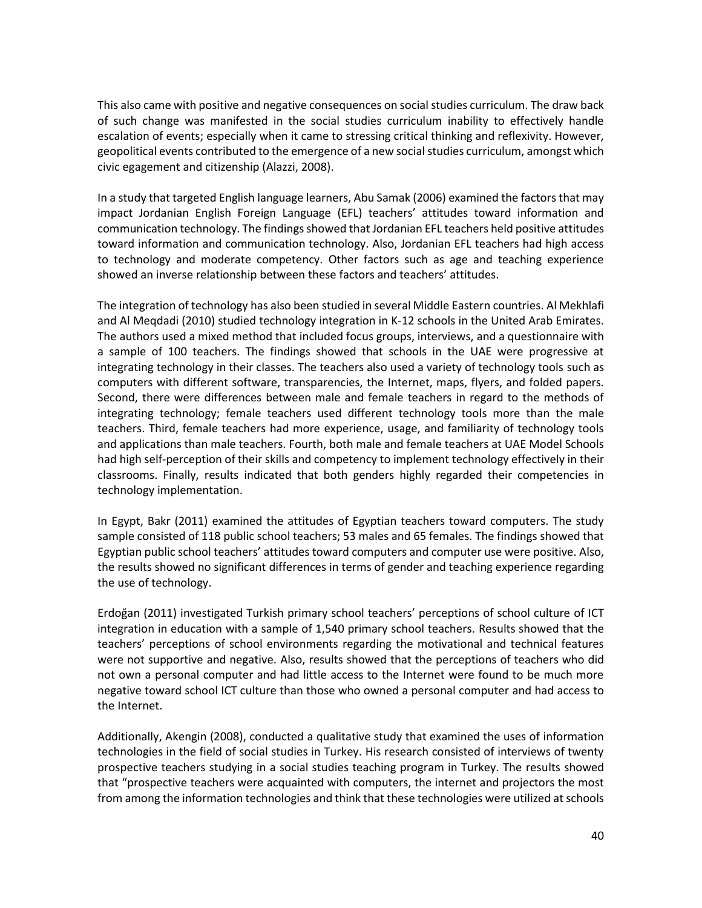This also came with positive and negative consequences on social studies curriculum. The draw back of such change was manifested in the social studies curriculum inability to effectively handle escalation of events; especially when it came to stressing critical thinking and reflexivity. However, geopolitical events contributed to the emergence of a new social studies curriculum, amongst which civic egagement and citizenship (Alazzi, 2008).

In a study that targeted English language learners, Abu Samak (2006) examined the factors that may impact Jordanian English Foreign Language (EFL) teachers' attitudes toward information and communication technology. The findings showed that Jordanian EFL teachers held positive attitudes toward information and communication technology. Also, Jordanian EFL teachers had high access to technology and moderate competency. Other factors such as age and teaching experience showed an inverse relationship between these factors and teachers' attitudes.

The integration of technology has also been studied in several Middle Eastern countries. Al Mekhlafi and Al Meqdadi (2010) studied technology integration in K-12 schools in the United Arab Emirates. The authors used a mixed method that included focus groups, interviews, and a questionnaire with a sample of 100 teachers. The findings showed that schools in the UAE were progressive at integrating technology in their classes. The teachers also used a variety of technology tools such as computers with different software, transparencies, the Internet, maps, flyers, and folded papers. Second, there were differences between male and female teachers in regard to the methods of integrating technology; female teachers used different technology tools more than the male teachers. Third, female teachers had more experience, usage, and familiarity of technology tools and applications than male teachers. Fourth, both male and female teachers at UAE Model Schools had high self-perception of their skills and competency to implement technology effectively in their classrooms. Finally, results indicated that both genders highly regarded their competencies in technology implementation.

In Egypt, Bakr (2011) examined the attitudes of Egyptian teachers toward computers. The study sample consisted of 118 public school teachers; 53 males and 65 females. The findings showed that Egyptian public school teachers' attitudes toward computers and computer use were positive. Also, the results showed no significant differences in terms of gender and teaching experience regarding the use of technology.

Erdoğan (2011) investigated Turkish primary school teachers' perceptions of school culture of ICT integration in education with a sample of 1,540 primary school teachers. Results showed that the teachers' perceptions of school environments regarding the motivational and technical features were not supportive and negative. Also, results showed that the perceptions of teachers who did not own a personal computer and had little access to the Internet were found to be much more negative toward school ICT culture than those who owned a personal computer and had access to the Internet.

Additionally, Akengin (2008), conducted a qualitative study that examined the uses of information technologies in the field of social studies in Turkey. His research consisted of interviews of twenty prospective teachers studying in a social studies teaching program in Turkey. The results showed that "prospective teachers were acquainted with computers, the internet and projectors the most from among the information technologies and think that these technologies were utilized at schools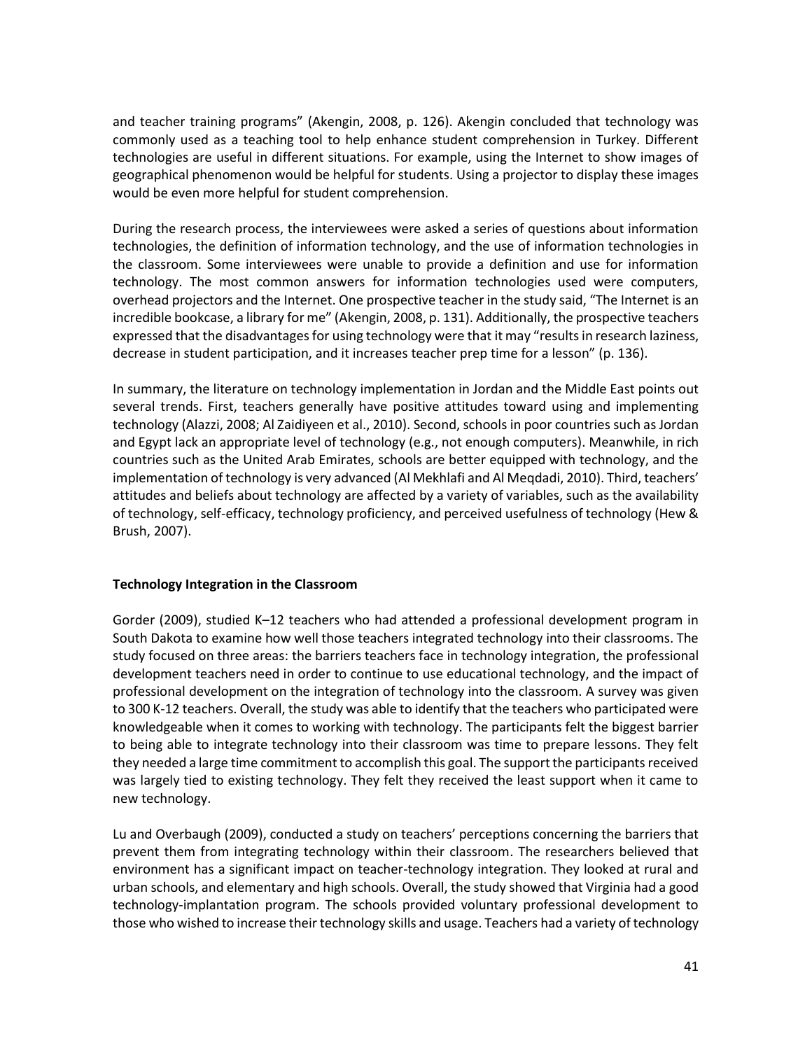and teacher training programs" (Akengin, 2008, p. 126). Akengin concluded that technology was commonly used as a teaching tool to help enhance student comprehension in Turkey. Different technologies are useful in different situations. For example, using the Internet to show images of geographical phenomenon would be helpful for students. Using a projector to display these images would be even more helpful for student comprehension.

During the research process, the interviewees were asked a series of questions about information technologies, the definition of information technology, and the use of information technologies in the classroom. Some interviewees were unable to provide a definition and use for information technology. The most common answers for information technologies used were computers, overhead projectors and the Internet. One prospective teacher in the study said, "The Internet is an incredible bookcase, a library for me" (Akengin, 2008, p. 131). Additionally, the prospective teachers expressed that the disadvantages for using technology were that it may "results in research laziness, decrease in student participation, and it increases teacher prep time for a lesson" (p. 136).

In summary, the literature on technology implementation in Jordan and the Middle East points out several trends. First, teachers generally have positive attitudes toward using and implementing technology (Alazzi, 2008; Al Zaidiyeen et al., 2010). Second, schools in poor countries such as Jordan and Egypt lack an appropriate level of technology (e.g., not enough computers). Meanwhile, in rich countries such as the United Arab Emirates, schools are better equipped with technology, and the implementation of technology is very advanced (Al Mekhlafi and Al Meqdadi, 2010). Third, teachers' attitudes and beliefs about technology are affected by a variety of variables, such as the availability of technology, self-efficacy, technology proficiency, and perceived usefulness of technology (Hew & Brush, 2007).

**Technology Integration in the Classroom**

Gorder (2009), studied K–12 teachers who had attended a professional development program in South Dakota to examine how well those teachers integrated technology into their classrooms. The study focused on three areas: the barriers teachers face in technology integration, the professional development teachers need in order to continue to use educational technology, and the impact of professional development on the integration of technology into the classroom. A survey was given to 300 K-12 teachers. Overall, the study was able to identify that the teachers who participated were knowledgeable when it comes to working with technology. The participants felt the biggest barrier to being able to integrate technology into their classroom was time to prepare lessons. They felt they needed a large time commitment to accomplish this goal. The support the participants received was largely tied to existing technology. They felt they received the least support when it came to new technology.

Lu and Overbaugh (2009), conducted a study on teachers' perceptions concerning the barriers that prevent them from integrating technology within their classroom. The researchers believed that environment has a significant impact on teacher-technology integration. They looked at rural and urban schools, and elementary and high schools. Overall, the study showed that Virginia had a good technology-implantation program. The schools provided voluntary professional development to those who wished to increase their technology skills and usage. Teachers had a variety of technology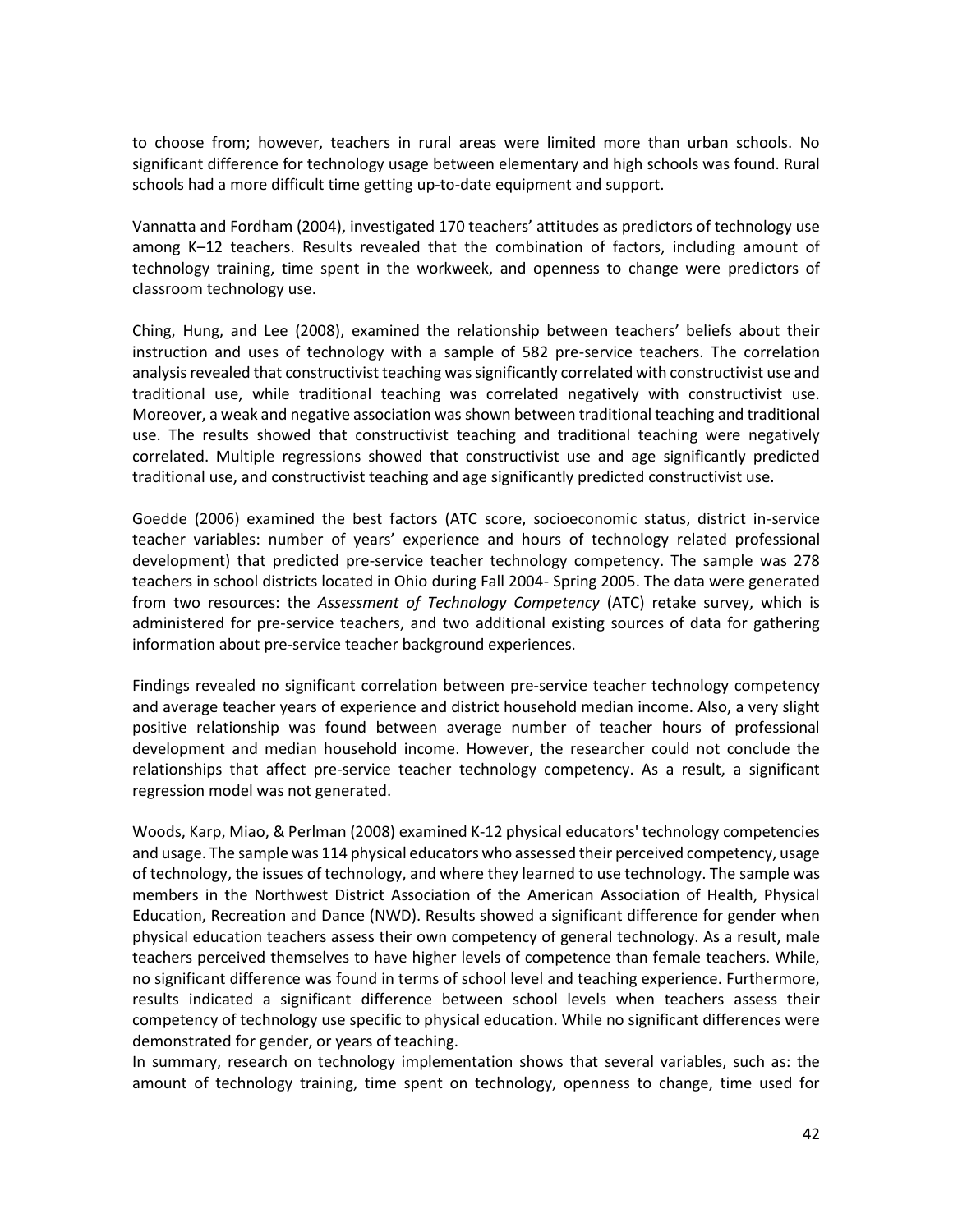to choose from; however, teachers in rural areas were limited more than urban schools. No significant difference for technology usage between elementary and high schools was found. Rural schools had a more difficult time getting up-to-date equipment and support.

Vannatta and Fordham (2004), investigated 170 teachers' attitudes as predictors of technology use among K–12 teachers. Results revealed that the combination of factors, including amount of technology training, time spent in the workweek, and openness to change were predictors of classroom technology use.

Ching, Hung, and Lee (2008), examined the relationship between teachers' beliefs about their instruction and uses of technology with a sample of 582 pre-service teachers. The correlation analysis revealed that constructivist teaching was significantly correlated with constructivist use and traditional use, while traditional teaching was correlated negatively with constructivist use. Moreover, a weak and negative association was shown between traditional teaching and traditional use. The results showed that constructivist teaching and traditional teaching were negatively correlated. Multiple regressions showed that constructivist use and age significantly predicted traditional use, and constructivist teaching and age significantly predicted constructivist use.

Goedde (2006) examined the best factors (ATC score, socioeconomic status, district in-service teacher variables: number of years' experience and hours of technology related professional development) that predicted pre-service teacher technology competency. The sample was 278 teachers in school districts located in Ohio during Fall 2004- Spring 2005. The data were generated from two resources: the *Assessment of Technology Competency* (ATC) retake survey, which is administered for pre-service teachers, and two additional existing sources of data for gathering information about pre-service teacher background experiences.

Findings revealed no significant correlation between pre-service teacher technology competency and average teacher years of experience and district household median income. Also, a very slight positive relationship was found between average number of teacher hours of professional development and median household income. However, the researcher could not conclude the relationships that affect pre-service teacher technology competency. As a result, a significant regression model was not generated.

Woods, Karp, Miao, & Perlman (2008) examined K-12 physical educators' technology competencies and usage. The sample was 114 physical educators who assessed their perceived competency, usage of technology, the issues of technology, and where they learned to use technology. The sample was members in the Northwest District Association of the American Association of Health, Physical Education, Recreation and Dance (NWD). Results showed a significant difference for gender when physical education teachers assess their own competency of general technology. As a result, male teachers perceived themselves to have higher levels of competence than female teachers. While, no significant difference was found in terms of school level and teaching experience. Furthermore, results indicated a significant difference between school levels when teachers assess their competency of technology use specific to physical education. While no significant differences were demonstrated for gender, or years of teaching.

In summary, research on technology implementation shows that several variables, such as: the amount of technology training, time spent on technology, openness to change, time used for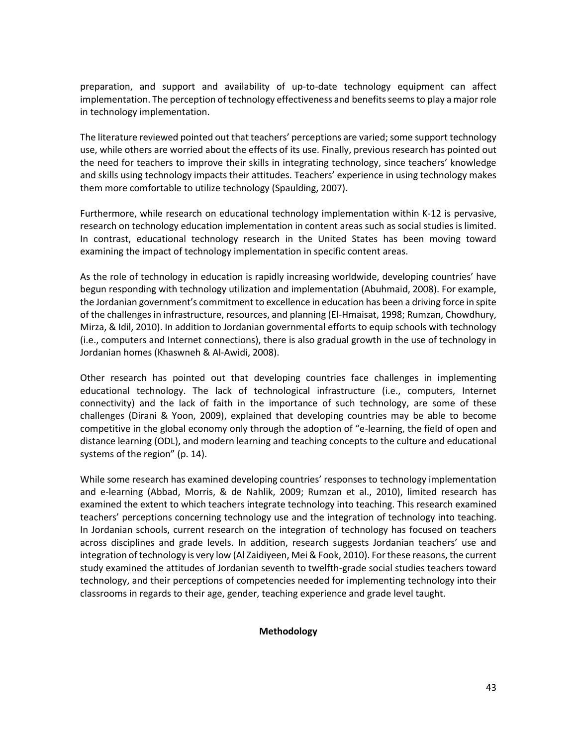preparation, and support and availability of up-to-date technology equipment can affect implementation. The perception of technology effectiveness and benefits seems to play a major role in technology implementation.

The literature reviewed pointed out that teachers' perceptions are varied; some support technology use, while others are worried about the effects of its use. Finally, previous research has pointed out the need for teachers to improve their skills in integrating technology, since teachers' knowledge and skills using technology impacts their attitudes. Teachers' experience in using technology makes them more comfortable to utilize technology (Spaulding, 2007).

Furthermore, while research on educational technology implementation within K-12 is pervasive, research on technology education implementation in content areas such as social studies is limited. In contrast, educational technology research in the United States has been moving toward examining the impact of technology implementation in specific content areas.

As the role of technology in education is rapidly increasing worldwide, developing countries' have begun responding with technology utilization and implementation (Abuhmaid, 2008). For example, the Jordanian government's commitment to excellence in education has been a driving force in spite of the challenges in infrastructure, resources, and planning (El-Hmaisat, 1998; Rumzan, Chowdhury, Mirza, & Idil, 2010). In addition to Jordanian governmental efforts to equip schools with technology (i.e., computers and Internet connections), there is also gradual growth in the use of technology in Jordanian homes (Khaswneh & Al-Awidi, 2008).

Other research has pointed out that developing countries face challenges in implementing educational technology. The lack of technological infrastructure (i.e., computers, Internet connectivity) and the lack of faith in the importance of such technology, are some of these challenges (Dirani & Yoon, 2009), explained that developing countries may be able to become competitive in the global economy only through the adoption of "e-learning, the field of open and distance learning (ODL), and modern learning and teaching concepts to the culture and educational systems of the region" (p. 14).

While some research has examined developing countries' responses to technology implementation and e-learning (Abbad, Morris, & de Nahlik, 2009; Rumzan et al., 2010), limited research has examined the extent to which teachers integrate technology into teaching. This research examined teachers' perceptions concerning technology use and the integration of technology into teaching. In Jordanian schools, current research on the integration of technology has focused on teachers across disciplines and grade levels. In addition, research suggests Jordanian teachers' use and integration of technology is very low (Al Zaidiyeen, Mei & Fook, 2010). For these reasons, the current study examined the attitudes of Jordanian seventh to twelfth-grade social studies teachers toward technology, and their perceptions of competencies needed for implementing technology into their classrooms in regards to their age, gender, teaching experience and grade level taught.

## Methodology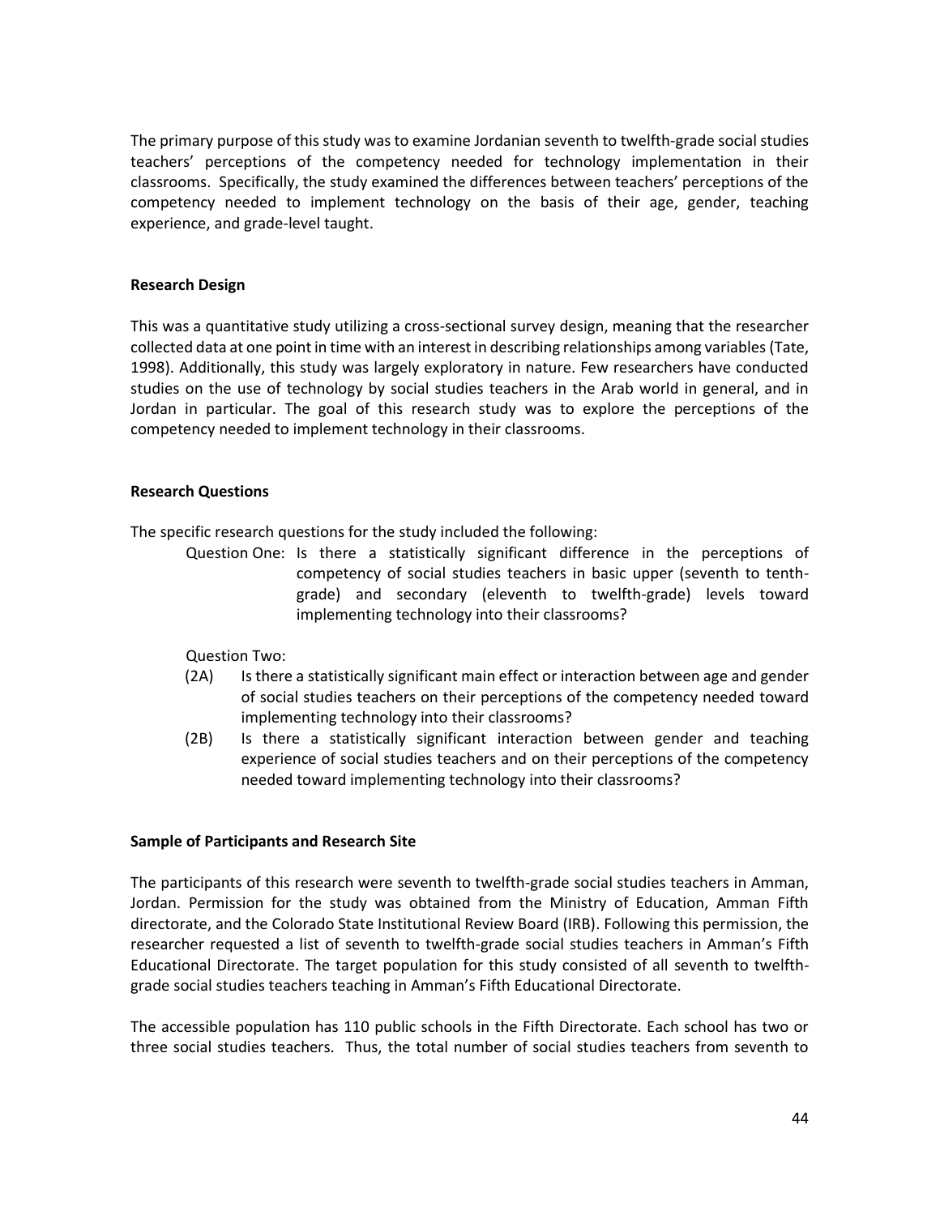The primary purpose of this study was to examine Jordanian seventh to twelfth-grade social studies teachers' perceptions of the competency needed for technology implementation in their classrooms. Specifically, the study examined the differences between teachers' perceptions of the competency needed to implement technology on the basis of their age, gender, teaching experience, and grade-level taught.

### Research Design

This was a quantitative study utilizing a cross-sectional survey design, meaning that the researcher collected data at one point in time with an interest in describing relationships among variables (Tate, 1998). Additionally, this study was largely exploratory in nature. Few researchers have conducted studies on the use of technology by social studies teachers in the Arab world in general, and in Jordan in particular. The goal of this research study was to explore the perceptions of the competency needed to implement technology in their classrooms.

### Research Questions

The specific research questions for the study included the following:

Question One: Is there a statistically significant difference in the perceptions of competency of social studies teachers in basic upper (seventh to tenth-grade) and secondary (eleventh to twelfth-grade) levels toward implementing technology into their classrooms?

Question Two:

(2A) Is there a statistically significant main effect or interaction between age and gender of social studies teachers on their perceptions of the competency needed toward implementing technology into their classrooms?

(2B) Is there a statistically significant interaction between gender and teaching experience of social studies teachers and on their perceptions of the competency needed toward implementing technology into their classrooms?

### Sample of Participants and Research Site

The participants of this research were seventh to twelfth-grade social studies teachers in Amman, Jordan. Permission for the study was obtained from the Ministry of Education, Amman Fifth directorate, and the Colorado State Institutional Review Board (IRB). Following this permission, the researcher requested a list of seventh to twelfth-grade social studies teachers in Amman's Fifth Educational Directorate. The target population for this study consisted of all seventh to twelfth-grade social studies teachers teaching in Amman's Fifth Educational Directorate.

The accessible population has 110 public schools in the Fifth Directorate. Each school has two or three social studies teachers. Thus, the total number of social studies teachers from seventh to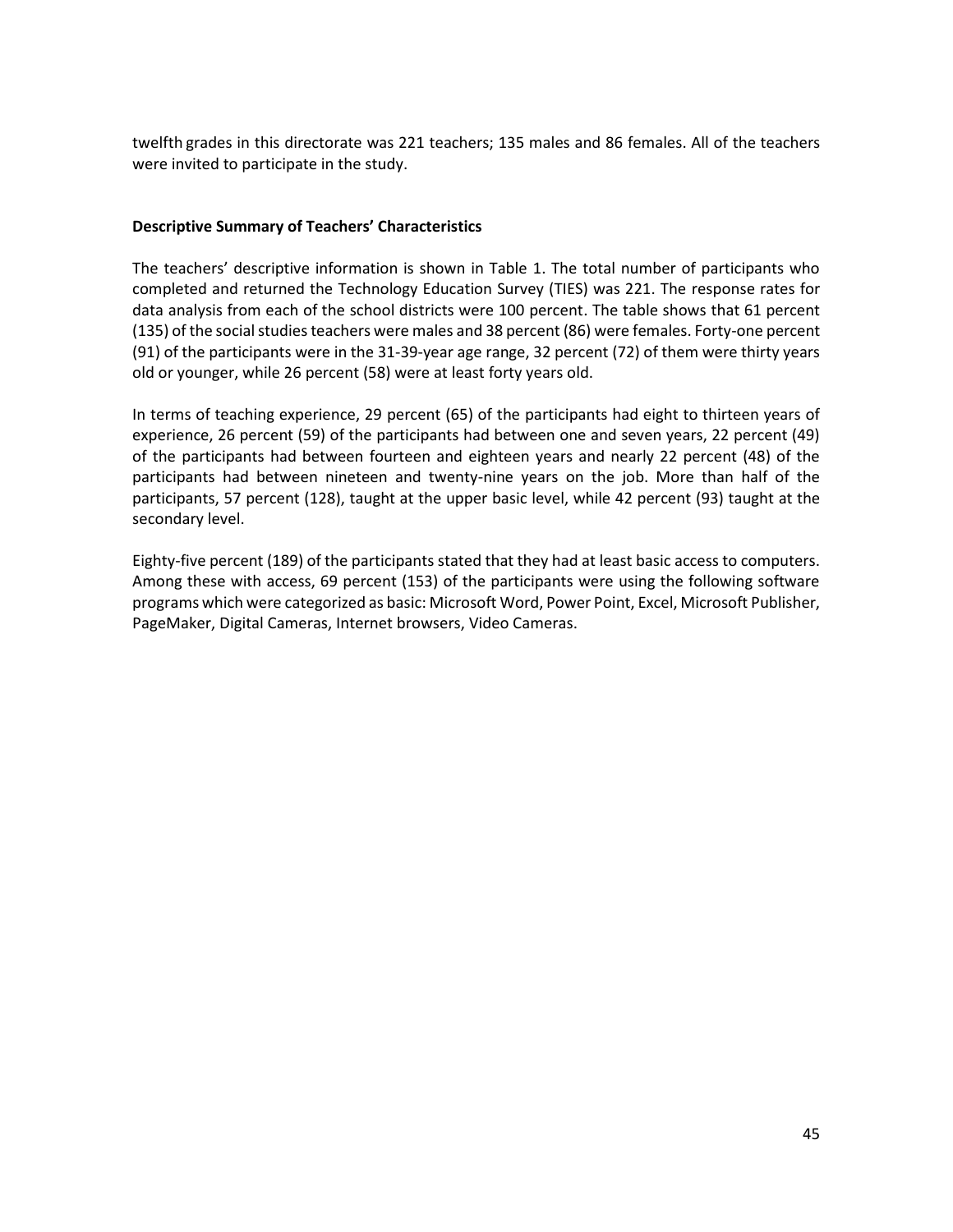twelfth grades in this directorate was 221 teachers; 135 males and 86 females. All of the teachers were invited to participate in the study.

**Descriptive Summary of Teachers' Characteristics**

The teachers' descriptive information is shown in Table 1. The total number of participants who completed and returned the Technology Education Survey (TIES) was 221. The response rates for data analysis from each of the school districts were 100 percent. The table shows that 61 percent (135) of the social studies teachers were males and 38 percent (86) were females. Forty-one percent (91) of the participants were in the 31-39-year age range, 32 percent (72) of them were thirty years old or younger, while 26 percent (58) were at least forty years old.

In terms of teaching experience, 29 percent (65) of the participants had eight to thirteen years of experience, 26 percent (59) of the participants had between one and seven years, 22 percent (49) of the participants had between fourteen and eighteen years and nearly 22 percent (48) of the participants had between nineteen and twenty-nine years on the job. More than half of the participants, 57 percent (128), taught at the upper basic level, while 42 percent (93) taught at the secondary level.

Eighty-five percent (189) of the participants stated that they had at least basic access to computers. Among these with access, 69 percent (153) of the participants were using the following software programs which were categorized as basic: Microsoft Word, Power Point, Excel, Microsoft Publisher, PageMaker, Digital Cameras, Internet browsers, Video Cameras.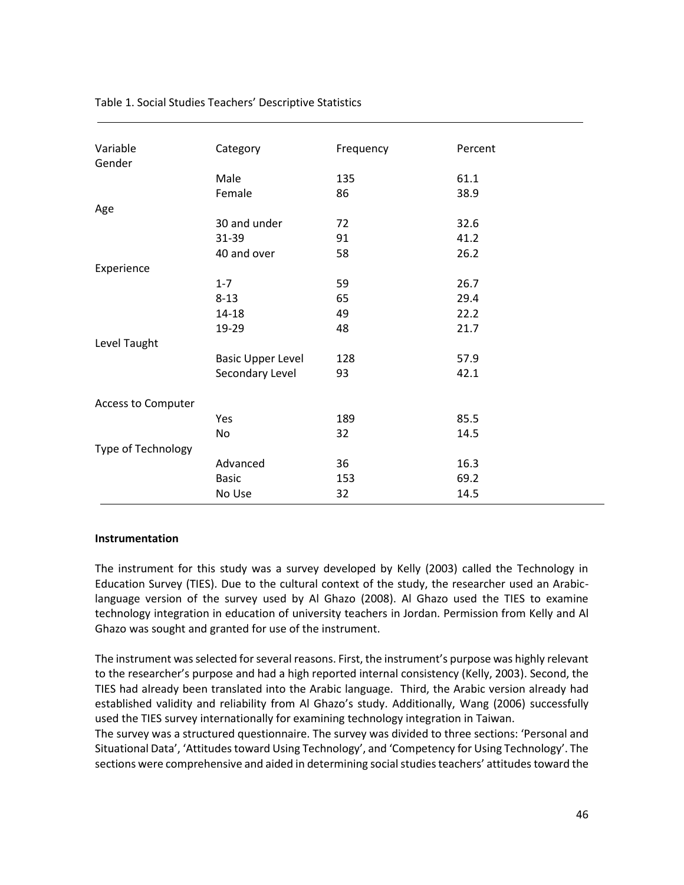Table 1. Social Studies Teachers' Descriptive Statistics

| Variable | Category | Frequency | Percent |
|---|---|---|---|
| Gender | | | |
| | Male | 135 | 61.1 |
| | Female | 86 | 38.9 |
| Age | | | |
| | 30 and under | 72 | 32.6 |
| | 31-39 | 91 | 41.2 |
| | 40 and over | 58 | 26.2 |
| Experience | | | |
| | 1-7 | 59 | 26.7 |
| | 8-13 | 65 | 29.4 |
| | 14-18 | 49 | 22.2 |
| | 19-29 | 48 | 21.7 |
| Level Taught | | | |
| | Basic Upper Level | 128 | 57.9 |
| | Secondary Level | 93 | 42.1 |
| Access to Computer | | | |
| | Yes | 189 | 85.5 |
| | No | 32 | 14.5 |
| Type of Technology | | | |
| | Advanced | 36 | 16.3 |
| | Basic | 153 | 69.2 |
| | No Use | 32 | 14.5 |

**Instrumentation**

The instrument for this study was a survey developed by Kelly (2003) called the Technology in Education Survey (TIES). Due to the cultural context of the study, the researcher used an Arabic-language version of the survey used by Al Ghazo (2008). Al Ghazo used the TIES to examine technology integration in education of university teachers in Jordan. Permission from Kelly and Al Ghazo was sought and granted for use of the instrument.

The instrument was selected for several reasons. First, the instrument's purpose was highly relevant to the researcher's purpose and had a high reported internal consistency (Kelly, 2003). Second, the TIES had already been translated into the Arabic language. Third, the Arabic version already had established validity and reliability from Al Ghazo's study. Additionally, Wang (2006) successfully used the TIES survey internationally for examining technology integration in Taiwan.

The survey was a structured questionnaire. The survey was divided to three sections: 'Personal and Situational Data', 'Attitudes toward Using Technology', and 'Competency for Using Technology'. The sections were comprehensive and aided in determining social studies teachers' attitudes toward the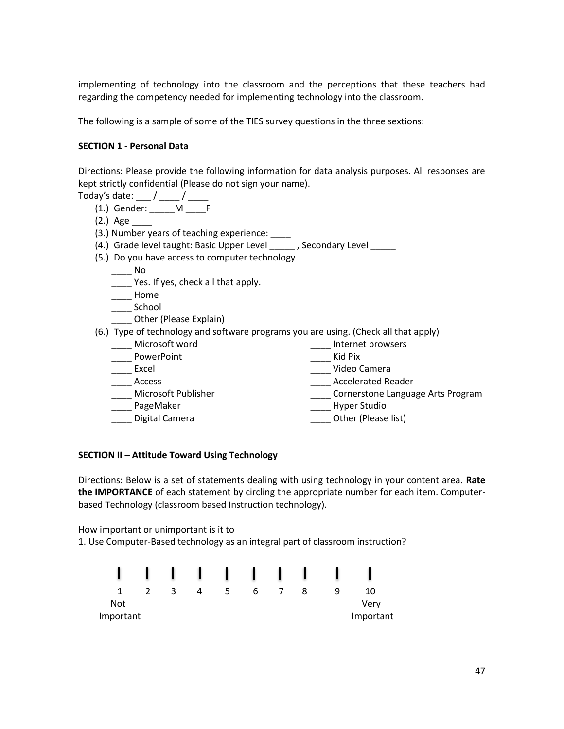implementing of technology into the classroom and the perceptions that these teachers had regarding the competency needed for implementing technology into the classroom.

The following is a sample of some of the TIES survey questions in the three sextions:

**SECTION 1 - Personal Data**

Directions: Please provide the following information for data analysis purposes. All responses are kept strictly confidential (Please do not sign your name).

Today's date: ___ / ____ / ____

(1.) Gender: _____M ____F

(2.) Age ____

(3.) Number years of teaching experience: ____

(4.) Grade level taught: Basic Upper Level _____ , Secondary Level _____

(5.) Do you have access to computer technology

____ No

____ Yes. If yes, check all that apply.

____ Home

____ School

____ Other (Please Explain)

(6.) Type of technology and software programs you are using. (Check all that apply)

____ Microsoft word

____ PowerPoint

____ Excel

____ Access

____ Microsoft Publisher

____ PageMaker

____ Digital Camera

____ Internet browsers

____ Kid Pix

____ Video Camera

____ Accelerated Reader

____ Cornerstone Language Arts Program

____ Hyper Studio

____ Other (Please list)

**SECTION II – Attitude Toward Using Technology**

Directions: Below is a set of statements dealing with using technology in your content area. **Rate the IMPORTANCE** of each statement by circling the appropriate number for each item. Computer-based Technology (classroom based Instruction technology).

How important or unimportant is it to

1. Use Computer-Based technology as an integral part of classroom instruction?

| 1 | 2 | 3 | 4 | 5 | 6 | 7 | 8 | 9 | 10 |
|---|---|---|---|---|---|---|---|---|---|
| Not Important | | | | | | | | | Very Important |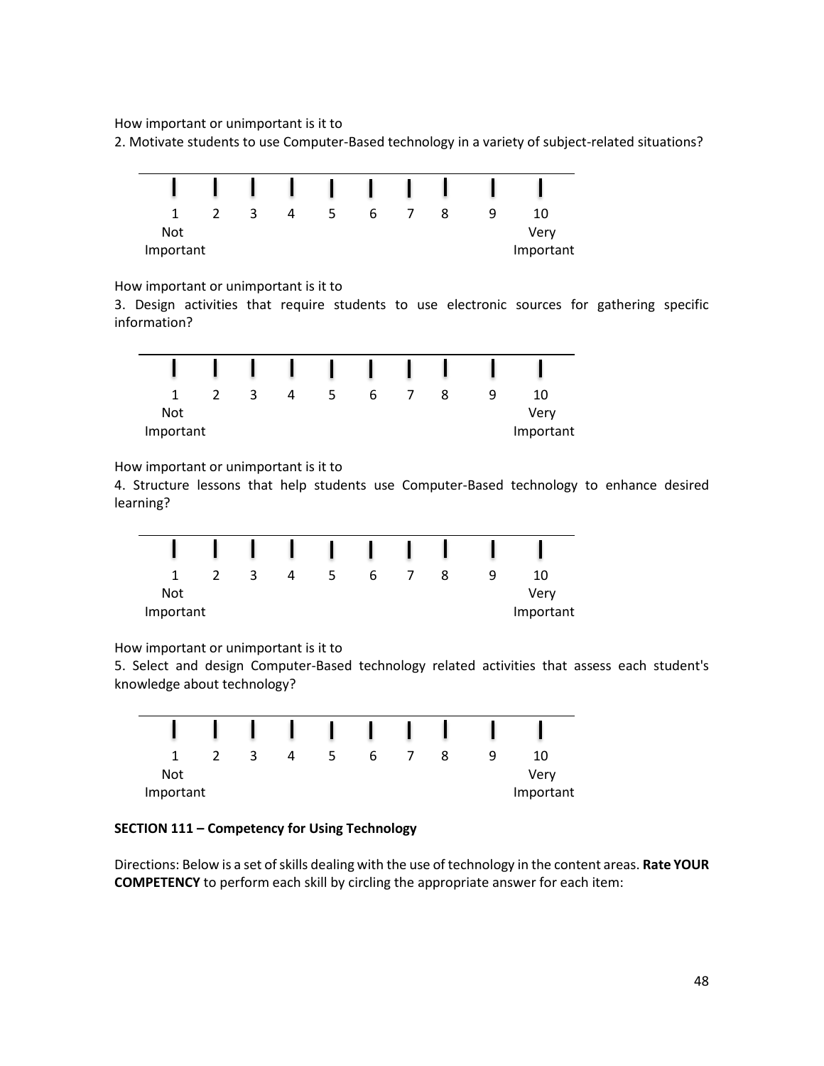How important or unimportant is it to

2. Motivate students to use Computer-Based technology in a variety of subject-related situations?

| 1 | 2 | 3 | 4 | 5 | 6 | 7 | 8 | 9 | 10 |
|---|---|---|---|---|---|---|---|---|---|
| Not Important | | | | | | | | | Very Important |

How important or unimportant is it to

3. Design activities that require students to use electronic sources for gathering specific information?

| 1 | 2 | 3 | 4 | 5 | 6 | 7 | 8 | 9 | 10 |
|---|---|---|---|---|---|---|---|---|---|
| Not Important | | | | | | | | | Very Important |

How important or unimportant is it to

4. Structure lessons that help students use Computer-Based technology to enhance desired learning?

| 1 | 2 | 3 | 4 | 5 | 6 | 7 | 8 | 9 | 10 |
|---|---|---|---|---|---|---|---|---|---|
| Not Important | | | | | | | | | Very Important |

How important or unimportant is it to

5. Select and design Computer-Based technology related activities that assess each student's knowledge about technology?

| 1 | 2 | 3 | 4 | 5 | 6 | 7 | 8 | 9 | 10 |
|---|---|---|---|---|---|---|---|---|---|
| Not Important | | | | | | | | | Very Important |

**SECTION 111 – Competency for Using Technology**

Directions: Below is a set of skills dealing with the use of technology in the content areas. **Rate YOUR COMPETENCY** to perform each skill by circling the appropriate answer for each item: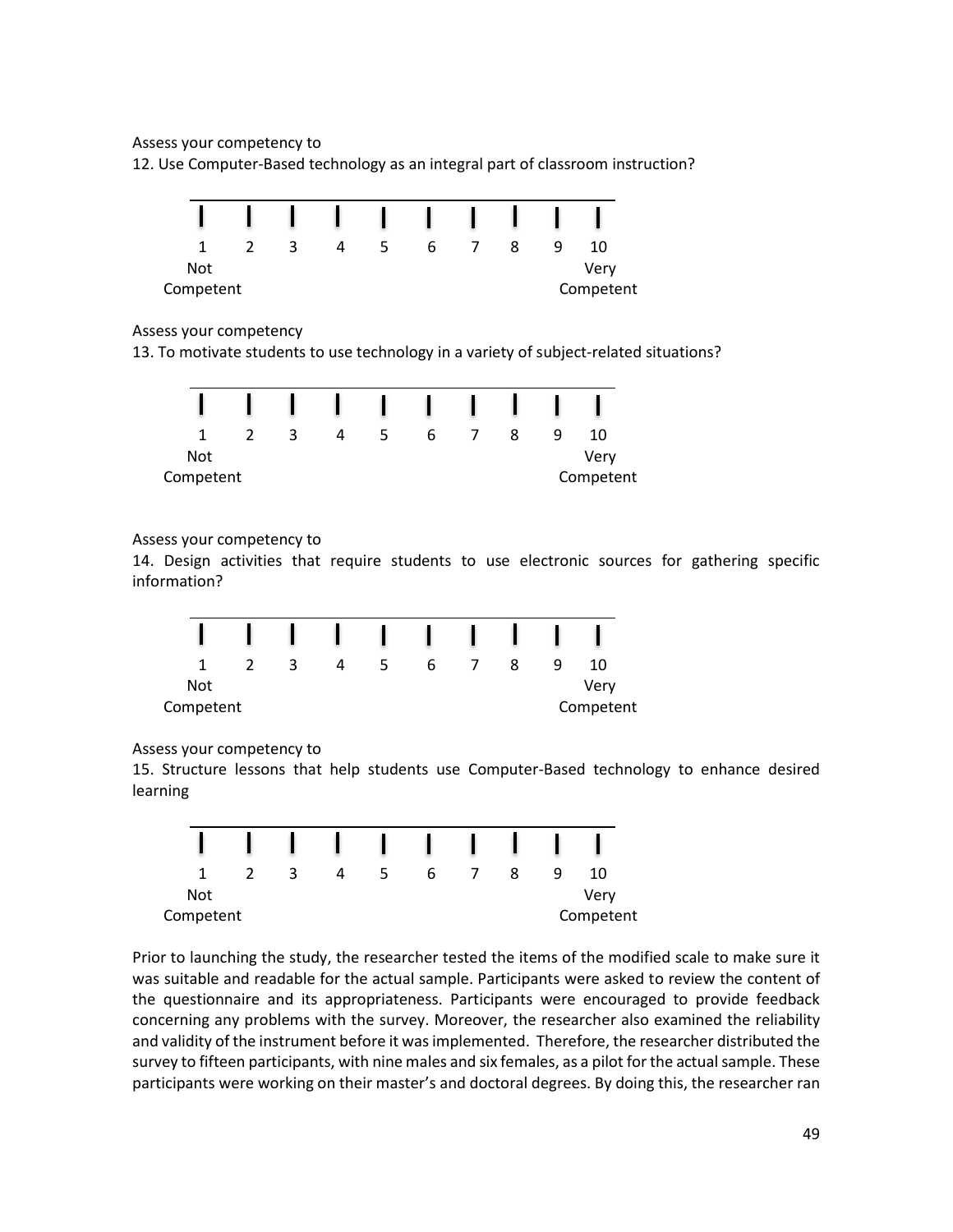Assess your competency to

12. Use Computer-Based technology as an integral part of classroom instruction?

| 1 | 2 | 3 | 4 | 5 | 6 | 7 | 8 | 9 | 10 |
|---|---|---|---|---|---|---|---|---|---|
| Not Competent | | | | | | | | | Very Competent |

Assess your competency

13. To motivate students to use technology in a variety of subject-related situations?

| 1 | 2 | 3 | 4 | 5 | 6 | 7 | 8 | 9 | 10 |
|---|---|---|---|---|---|---|---|---|---|
| Not Competent | | | | | | | | | Very Competent |

Assess your competency to

14. Design activities that require students to use electronic sources for gathering specific information?

| 1 | 2 | 3 | 4 | 5 | 6 | 7 | 8 | 9 | 10 |
|---|---|---|---|---|---|---|---|---|---|
| Not Competent | | | | | | | | | Very Competent |

Assess your competency to

15. Structure lessons that help students use Computer-Based technology to enhance desired learning

| 1 | 2 | 3 | 4 | 5 | 6 | 7 | 8 | 9 | 10 |
|---|---|---|---|---|---|---|---|---|---|
| Not Competent | | | | | | | | | Very Competent |

Prior to launching the study, the researcher tested the items of the modified scale to make sure it was suitable and readable for the actual sample. Participants were asked to review the content of the questionnaire and its appropriateness. Participants were encouraged to provide feedback concerning any problems with the survey. Moreover, the researcher also examined the reliability and validity of the instrument before it was implemented. Therefore, the researcher distributed the survey to fifteen participants, with nine males and six females, as a pilot for the actual sample. These participants were working on their master's and doctoral degrees. By doing this, the researcher ran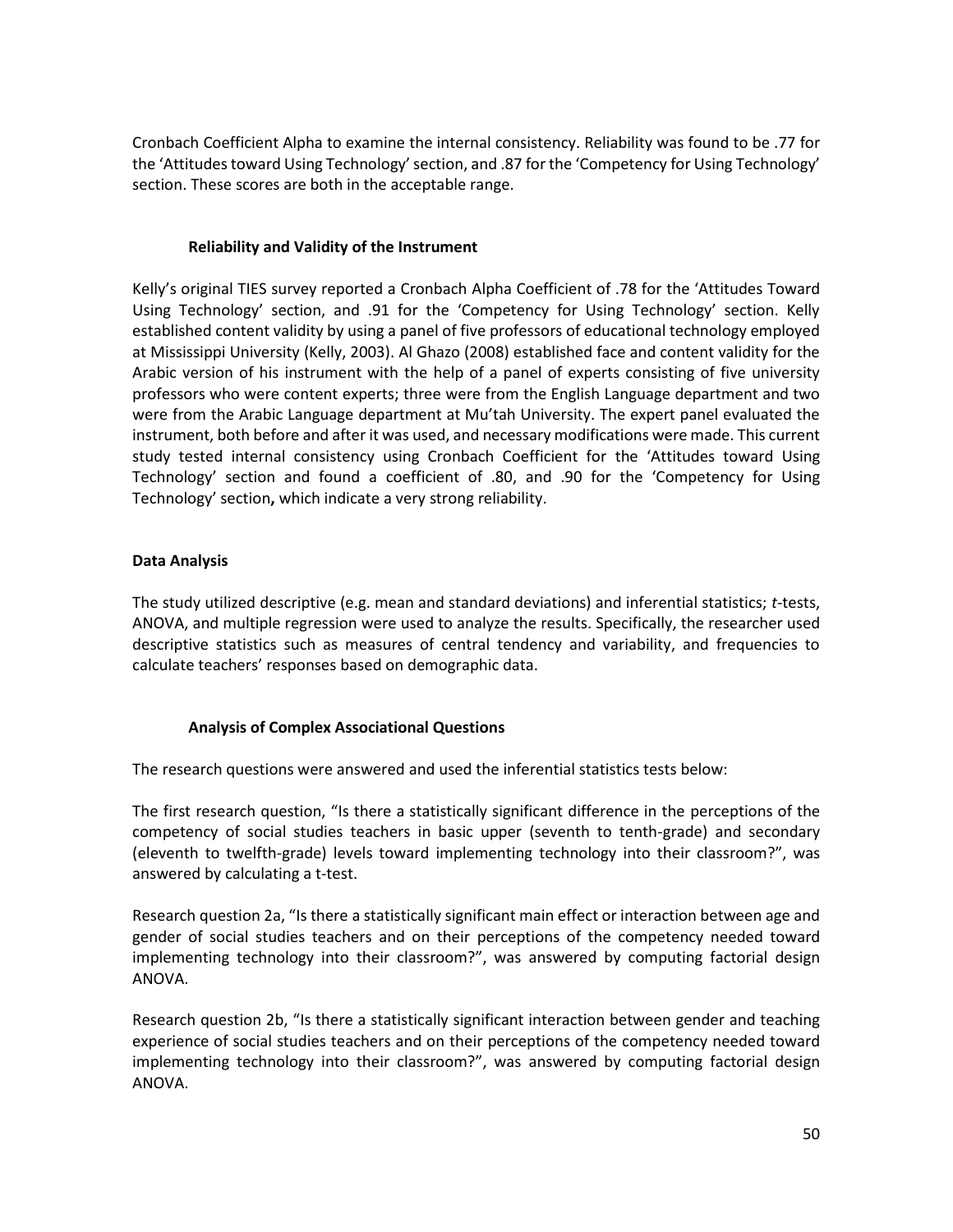Cronbach Coefficient Alpha to examine the internal consistency. Reliability was found to be .77 for the 'Attitudes toward Using Technology' section, and .87 for the 'Competency for Using Technology' section. These scores are both in the acceptable range.

### Reliability and Validity of the Instrument

Kelly's original TIES survey reported a Cronbach Alpha Coefficient of .78 for the 'Attitudes Toward Using Technology' section, and .91 for the 'Competency for Using Technology' section. Kelly established content validity by using a panel of five professors of educational technology employed at Mississippi University (Kelly, 2003). Al Ghazo (2008) established face and content validity for the Arabic version of his instrument with the help of a panel of experts consisting of five university professors who were content experts; three were from the English Language department and two were from the Arabic Language department at Mu'tah University. The expert panel evaluated the instrument, both before and after it was used, and necessary modifications were made. This current study tested internal consistency using Cronbach Coefficient for the 'Attitudes toward Using Technology' section and found a coefficient of .80, and .90 for the 'Competency for Using Technology' section**,** which indicate a very strong reliability.

## Data Analysis

The study utilized descriptive (e.g. mean and standard deviations) and inferential statistics; *t*-tests, ANOVA, and multiple regression were used to analyze the results. Specifically, the researcher used descriptive statistics such as measures of central tendency and variability, and frequencies to calculate teachers' responses based on demographic data.

### Analysis of Complex Associational Questions

The research questions were answered and used the inferential statistics tests below:

The first research question, "Is there a statistically significant difference in the perceptions of the competency of social studies teachers in basic upper (seventh to tenth-grade) and secondary (eleventh to twelfth-grade) levels toward implementing technology into their classroom?", was answered by calculating a t-test.

Research question 2a, "Is there a statistically significant main effect or interaction between age and gender of social studies teachers and on their perceptions of the competency needed toward implementing technology into their classroom?", was answered by computing factorial design ANOVA.

Research question 2b, "Is there a statistically significant interaction between gender and teaching experience of social studies teachers and on their perceptions of the competency needed toward implementing technology into their classroom?", was answered by computing factorial design ANOVA.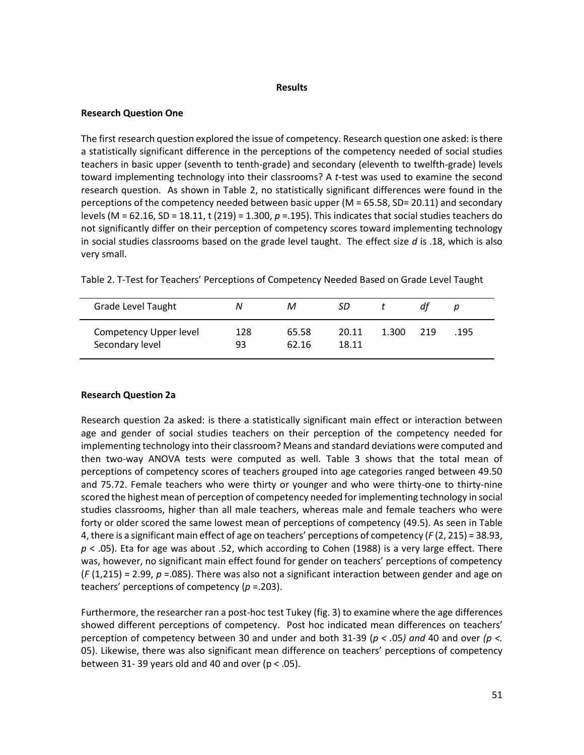## Results

### Research Question One

The first research question explored the issue of competency. Research question one asked: is there a statistically significant difference in the perceptions of the competency needed of social studies teachers in basic upper (seventh to tenth-grade) and secondary (eleventh to twelfth-grade) levels toward implementing technology into their classrooms? A *t*-test was used to examine the second research question. As shown in Table 2, no statistically significant differences were found in the perceptions of the competency needed between basic upper ($M = 65.58$, $SD = 20.11$) and secondary levels ($M = 62.16$, $SD = 18.11$, $t(219) = 1.300$, $p = .195$). This indicates that social studies teachers do not significantly differ on their perception of competency scores toward implementing technology in social studies classrooms based on the grade level taught. The effect size *d* is .18, which is also very small.

Table 2. T-Test for Teachers' Perceptions of Competency Needed Based on Grade Level Taught

| Grade Level Taught | *N* | *M* | *SD* | *t* | *df* | *p* |
|---|---|---|---|---|---|---|
| Competency Upper level | 128 | 65.58 | 20.11 | 1.300 | 219 | .195 |
| Secondary level | 93 | 62.16 | 18.11 | | | |

### Research Question 2a

Research question 2a asked: is there a statistically significant main effect or interaction between age and gender of social studies teachers on their perception of the competency needed for implementing technology into their classroom? Means and standard deviations were computed and then two-way ANOVA tests were computed as well. Table 3 shows that the total mean of perceptions of competency scores of teachers grouped into age categories ranged between 49.50 and 75.72. Female teachers who were thirty or younger and who were thirty-one to thirty-nine scored the highest mean of perception of competency needed for implementing technology in social studies classrooms, higher than all male teachers, whereas male and female teachers who were forty or older scored the same lowest mean of perceptions of competency (49.5). As seen in Table 4, there is a significant main effect of age on teachers' perceptions of competency ($F(2, 215) = 38.93$, $p < .05$). Eta for age was about .52, which according to Cohen (1988) is a very large effect. There was, however, no significant main effect found for gender on teachers' perceptions of competency ($F(1,215) = 2.99$, $p = .085$). There was also not a significant interaction between gender and age on teachers' perceptions of competency ($p = .203$).

Furthermore, the researcher ran a post-hoc test Tukey (fig. 3) to examine where the age differences showed different perceptions of competency. Post hoc indicated mean differences on teachers' perception of competency between 30 and under and both 31-39 ($p < .05$) *and* 40 and over ($p <$. 05). Likewise, there was also significant mean difference on teachers' perceptions of competency between 31- 39 years old and 40 and over ($p < .05$).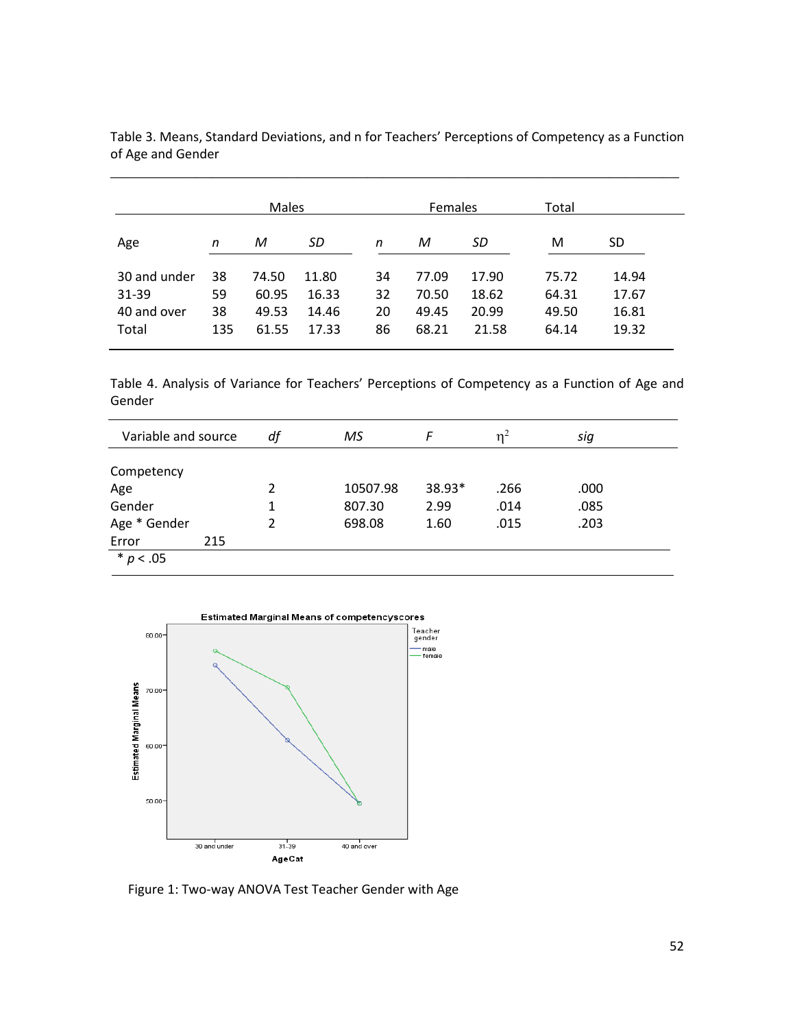Table 3. Means, Standard Deviations, and n for Teachers' Perceptions of Competency as a Function of Age and Gender

| | Males | | | Females | | | Total | |
|---|---|---|---|---|---|---|---|---|
| Age | *n* | *M* | *SD* | *n* | *M* | *SD* | M | SD |
| 30 and under | 38 | 74.50 | 11.80 | 34 | 77.09 | 17.90 | 75.72 | 14.94 |
| 31-39 | 59 | 60.95 | 16.33 | 32 | 70.50 | 18.62 | 64.31 | 17.67 |
| 40 and over | 38 | 49.53 | 14.46 | 20 | 49.45 | 20.99 | 49.50 | 16.81 |
| Total | 135 | 61.55 | 17.33 | 86 | 68.21 | 21.58 | 64.14 | 19.32 |

Table 4. Analysis of Variance for Teachers' Perceptions of Competency as a Function of Age and Gender

| Variable and source | *df* | *MS* | *F* | $\eta^2$ | *sig* |
|---|---|---|---|---|---|
| Competency | | | | | |
| Age | 2 | 10507.98 | 38.93* | .266 | .000 |
| Gender | 1 | 807.30 | 2.99 | .014 | .085 |
| Age * Gender | 2 | 698.08 | 1.60 | .015 | .203 |
| Error | 215 | | | | |

* $p < .05$

Figure 1: Two-way ANOVA Test Teacher Gender with Age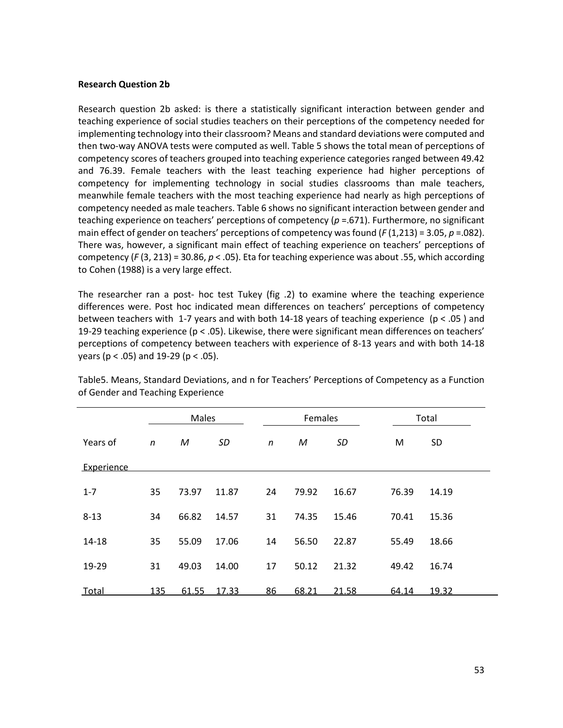**Research Question 2b**

Research question 2b asked: is there a statistically significant interaction between gender and teaching experience of social studies teachers on their perceptions of the competency needed for implementing technology into their classroom? Means and standard deviations were computed and then two-way ANOVA tests were computed as well. Table 5 shows the total mean of perceptions of competency scores of teachers grouped into teaching experience categories ranged between 49.42 and 76.39. Female teachers with the least teaching experience had higher perceptions of competency for implementing technology in social studies classrooms than male teachers, meanwhile female teachers with the most teaching experience had nearly as high perceptions of competency needed as male teachers. Table 6 shows no significant interaction between gender and teaching experience on teachers' perceptions of competency ($p$ =.671). Furthermore, no significant main effect of gender on teachers' perceptions of competency was found ($F(1,213) = 3.05$, $p$ =.082). There was, however, a significant main effect of teaching experience on teachers' perceptions of competency ($F(3, 213) = 30.86$, $p < .05$). Eta for teaching experience was about .55, which according to Cohen (1988) is a very large effect.

The researcher ran a post- hoc test Tukey (fig .2) to examine where the teaching experience differences were. Post hoc indicated mean differences on teachers' perceptions of competency between teachers with 1-7 years and with both 14-18 years of teaching experience ($p < .05$) and 19-29 teaching experience ($p < .05$). Likewise, there were significant mean differences on teachers' perceptions of competency between teachers with experience of 8-13 years and with both 14-18 years ($p < .05$) and 19-29 ($p < .05$).

Table5. Means, Standard Deviations, and n for Teachers' Perceptions of Competency as a Function of Gender and Teaching Experience

| | Males | | | Females | | | Total | |
|---|---|---|---|---|---|---|---|---|
| Years of Experience | *n* | *M* | *SD* | *n* | *M* | *SD* | M | SD |
| 1-7 | 35 | 73.97 | 11.87 | 24 | 79.92 | 16.67 | 76.39 | 14.19 |
| 8-13 | 34 | 66.82 | 14.57 | 31 | 74.35 | 15.46 | 70.41 | 15.36 |
| 14-18 | 35 | 55.09 | 17.06 | 14 | 56.50 | 22.87 | 55.49 | 18.66 |
| 19-29 | 31 | 49.03 | 14.00 | 17 | 50.12 | 21.32 | 49.42 | 16.74 |
| Total | 135 | 61.55 | 17.33 | 86 | 68.21 | 21.58 | 64.14 | 19.32 |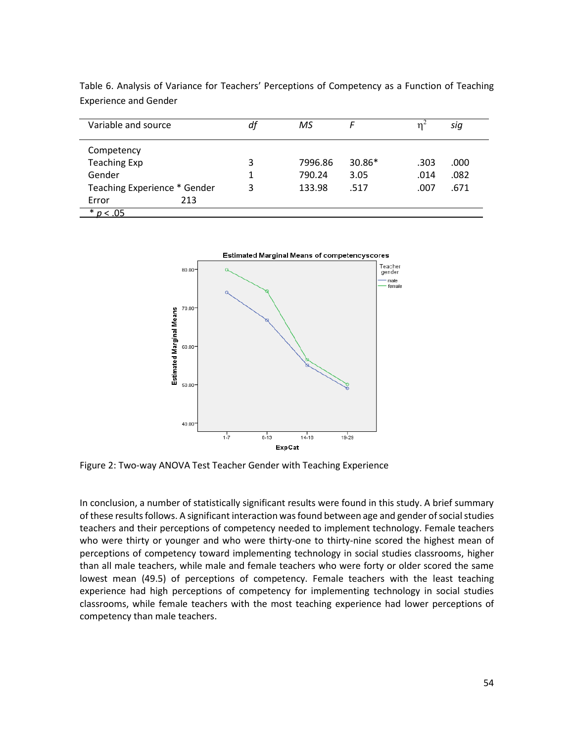Table 6. Analysis of Variance for Teachers' Perceptions of Competency as a Function of Teaching Experience and Gender

| Variable and source | *df* | *MS* | *F* | $\eta^2$ | *sig* |
|---|---|---|---|---|---|
| Competency | | | | | |
| Teaching Exp | 3 | 7996.86 | 30.86* | .303 | .000 |
| Gender | 1 | 790.24 | 3.05 | .014 | .082 |
| Teaching Experience * Gender | 3 | 133.98 | .517 | .007 | .671 |
| Error 213 | | | | | |

\* $p < .05$

Figure 2: Two-way ANOVA Test Teacher Gender with Teaching Experience

In conclusion, a number of statistically significant results were found in this study. A brief summary of these results follows. A significant interaction was found between age and gender of social studies teachers and their perceptions of competency needed to implement technology. Female teachers who were thirty or younger and who were thirty-one to thirty-nine scored the highest mean of perceptions of competency toward implementing technology in social studies classrooms, higher than all male teachers, while male and female teachers who were forty or older scored the same lowest mean (49.5) of perceptions of competency. Female teachers with the least teaching experience had high perceptions of competency for implementing technology in social studies classrooms, while female teachers with the most teaching experience had lower perceptions of competency than male teachers.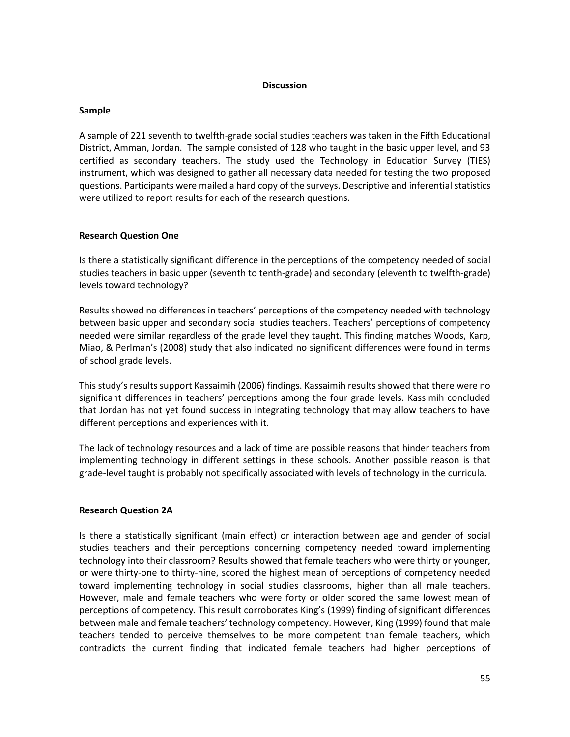# Discussion

## Sample

A sample of 221 seventh to twelfth-grade social studies teachers was taken in the Fifth Educational District, Amman, Jordan. The sample consisted of 128 who taught in the basic upper level, and 93 certified as secondary teachers. The study used the Technology in Education Survey (TIES) instrument, which was designed to gather all necessary data needed for testing the two proposed questions. Participants were mailed a hard copy of the surveys. Descriptive and inferential statistics were utilized to report results for each of the research questions.

## Research Question One

Is there a statistically significant difference in the perceptions of the competency needed of social studies teachers in basic upper (seventh to tenth-grade) and secondary (eleventh to twelfth-grade) levels toward technology?

Results showed no differences in teachers' perceptions of the competency needed with technology between basic upper and secondary social studies teachers. Teachers' perceptions of competency needed were similar regardless of the grade level they taught. This finding matches Woods, Karp, Miao, & Perlman's (2008) study that also indicated no significant differences were found in terms of school grade levels.

This study's results support Kassaimih (2006) findings. Kassaimih results showed that there were no significant differences in teachers' perceptions among the four grade levels. Kassimih concluded that Jordan has not yet found success in integrating technology that may allow teachers to have different perceptions and experiences with it.

The lack of technology resources and a lack of time are possible reasons that hinder teachers from implementing technology in different settings in these schools. Another possible reason is that grade-level taught is probably not specifically associated with levels of technology in the curricula.

## Research Question 2A

Is there a statistically significant (main effect) or interaction between age and gender of social studies teachers and their perceptions concerning competency needed toward implementing technology into their classroom? Results showed that female teachers who were thirty or younger, or were thirty-one to thirty-nine, scored the highest mean of perceptions of competency needed toward implementing technology in social studies classrooms, higher than all male teachers. However, male and female teachers who were forty or older scored the same lowest mean of perceptions of competency. This result corroborates King's (1999) finding of significant differences between male and female teachers' technology competency. However, King (1999) found that male teachers tended to perceive themselves to be more competent than female teachers, which contradicts the current finding that indicated female teachers had higher perceptions of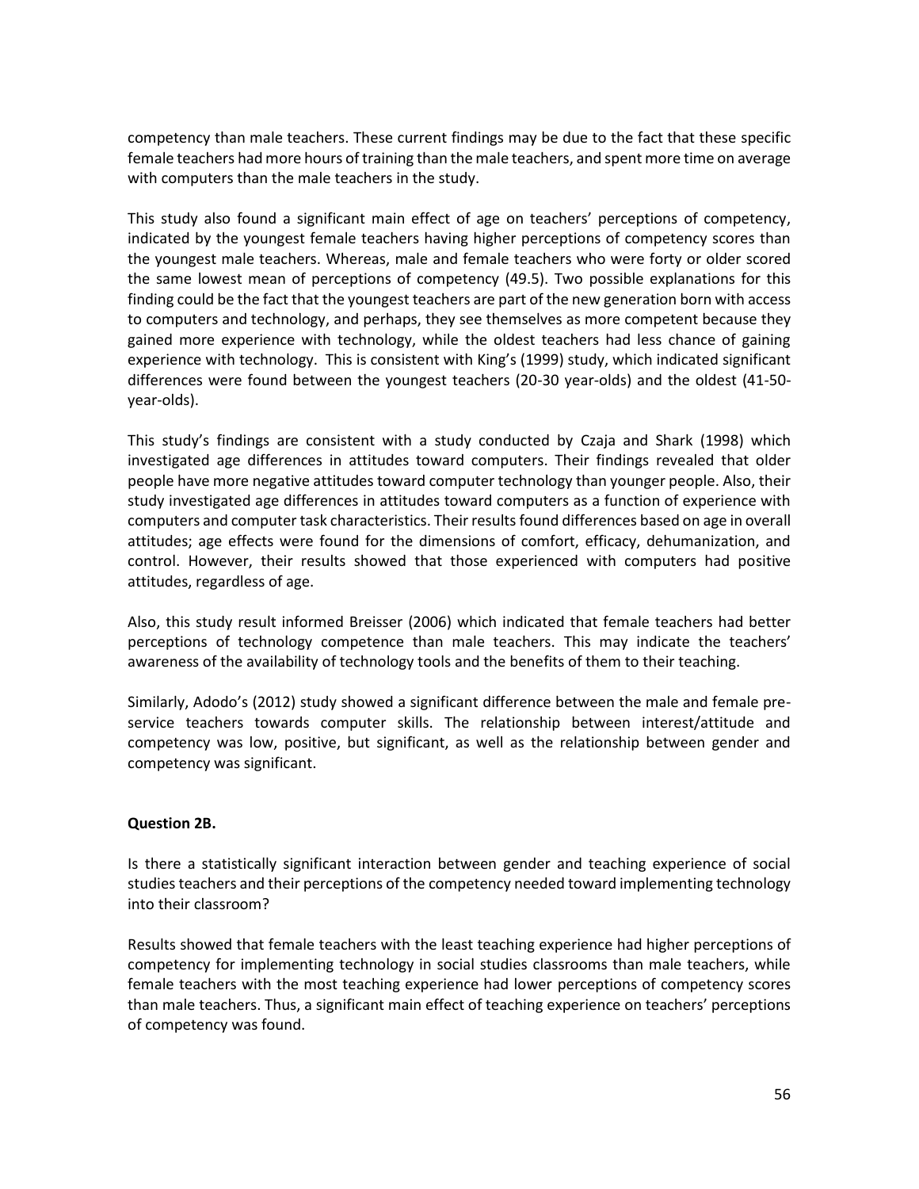competency than male teachers. These current findings may be due to the fact that these specific female teachers had more hours of training than the male teachers, and spent more time on average with computers than the male teachers in the study.

This study also found a significant main effect of age on teachers' perceptions of competency, indicated by the youngest female teachers having higher perceptions of competency scores than the youngest male teachers. Whereas, male and female teachers who were forty or older scored the same lowest mean of perceptions of competency (49.5). Two possible explanations for this finding could be the fact that the youngest teachers are part of the new generation born with access to computers and technology, and perhaps, they see themselves as more competent because they gained more experience with technology, while the oldest teachers had less chance of gaining experience with technology. This is consistent with King's (1999) study, which indicated significant differences were found between the youngest teachers (20-30 year-olds) and the oldest (41-50-year-olds).

This study's findings are consistent with a study conducted by Czaja and Shark (1998) which investigated age differences in attitudes toward computers. Their findings revealed that older people have more negative attitudes toward computer technology than younger people. Also, their study investigated age differences in attitudes toward computers as a function of experience with computers and computer task characteristics. Their results found differences based on age in overall attitudes; age effects were found for the dimensions of comfort, efficacy, dehumanization, and control. However, their results showed that those experienced with computers had positive attitudes, regardless of age.

Also, this study result informed Breisser (2006) which indicated that female teachers had better perceptions of technology competence than male teachers. This may indicate the teachers' awareness of the availability of technology tools and the benefits of them to their teaching.

Similarly, Adodo's (2012) study showed a significant difference between the male and female pre-service teachers towards computer skills. The relationship between interest/attitude and competency was low, positive, but significant, as well as the relationship between gender and competency was significant.

**Question 2B.**

Is there a statistically significant interaction between gender and teaching experience of social studies teachers and their perceptions of the competency needed toward implementing technology into their classroom?

Results showed that female teachers with the least teaching experience had higher perceptions of competency for implementing technology in social studies classrooms than male teachers, while female teachers with the most teaching experience had lower perceptions of competency scores than male teachers. Thus, a significant main effect of teaching experience on teachers' perceptions of competency was found.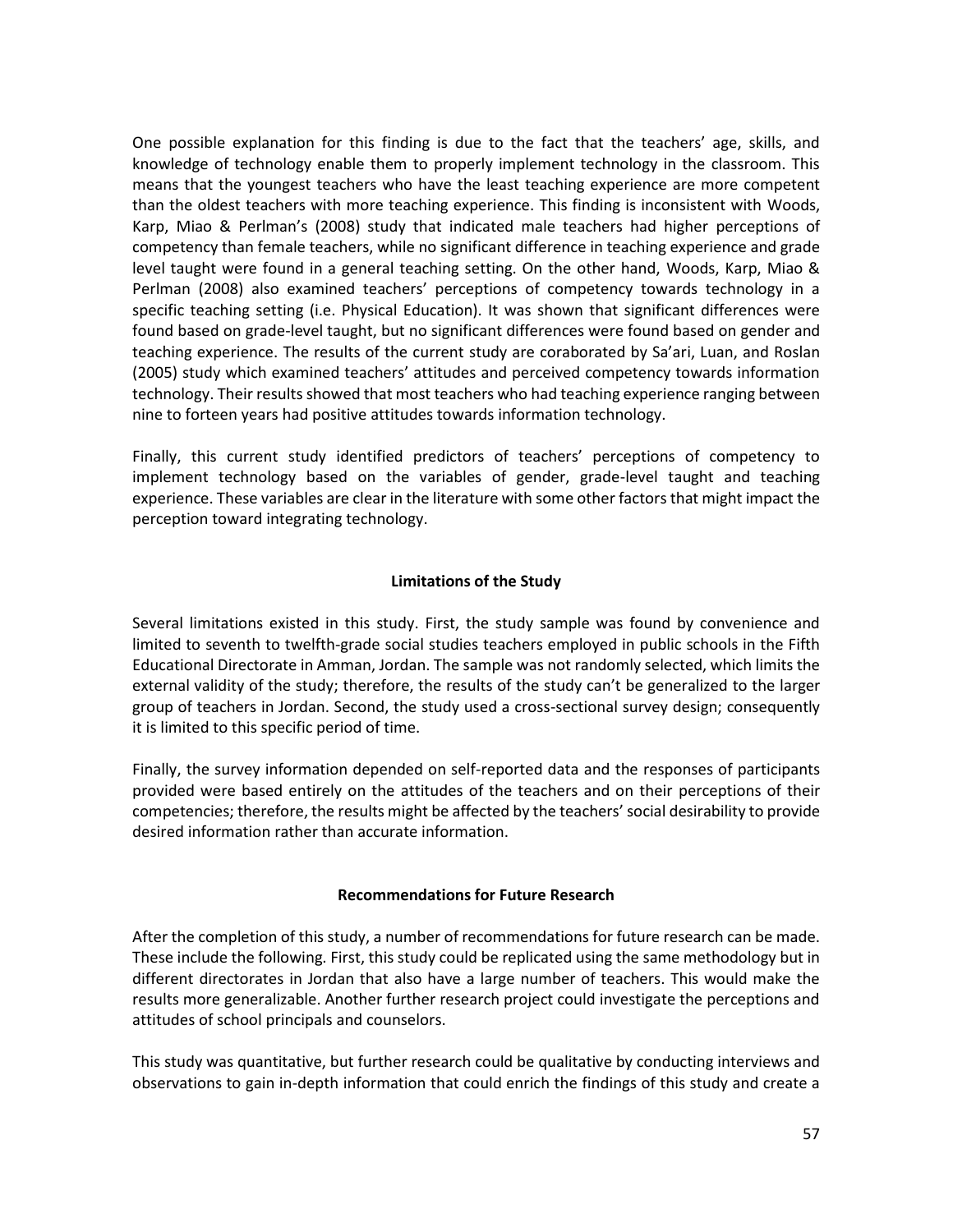One possible explanation for this finding is due to the fact that the teachers' age, skills, and knowledge of technology enable them to properly implement technology in the classroom. This means that the youngest teachers who have the least teaching experience are more competent than the oldest teachers with more teaching experience. This finding is inconsistent with Woods, Karp, Miao & Perlman's (2008) study that indicated male teachers had higher perceptions of competency than female teachers, while no significant difference in teaching experience and grade level taught were found in a general teaching setting. On the other hand, Woods, Karp, Miao & Perlman (2008) also examined teachers' perceptions of competency towards technology in a specific teaching setting (i.e. Physical Education). It was shown that significant differences were found based on grade-level taught, but no significant differences were found based on gender and teaching experience. The results of the current study are coraborated by Sa'ari, Luan, and Roslan (2005) study which examined teachers' attitudes and perceived competency towards information technology. Their results showed that most teachers who had teaching experience ranging between nine to forteen years had positive attitudes towards information technology.

Finally, this current study identified predictors of teachers' perceptions of competency to implement technology based on the variables of gender, grade-level taught and teaching experience. These variables are clear in the literature with some other factors that might impact the perception toward integrating technology.

## Limitations of the Study

Several limitations existed in this study. First, the study sample was found by convenience and limited to seventh to twelfth-grade social studies teachers employed in public schools in the Fifth Educational Directorate in Amman, Jordan. The sample was not randomly selected, which limits the external validity of the study; therefore, the results of the study can't be generalized to the larger group of teachers in Jordan. Second, the study used a cross-sectional survey design; consequently it is limited to this specific period of time.

Finally, the survey information depended on self-reported data and the responses of participants provided were based entirely on the attitudes of the teachers and on their perceptions of their competencies; therefore, the results might be affected by the teachers' social desirability to provide desired information rather than accurate information.

## Recommendations for Future Research

After the completion of this study, a number of recommendations for future research can be made. These include the following. First, this study could be replicated using the same methodology but in different directorates in Jordan that also have a large number of teachers. This would make the results more generalizable. Another further research project could investigate the perceptions and attitudes of school principals and counselors.

This study was quantitative, but further research could be qualitative by conducting interviews and observations to gain in-depth information that could enrich the findings of this study and create a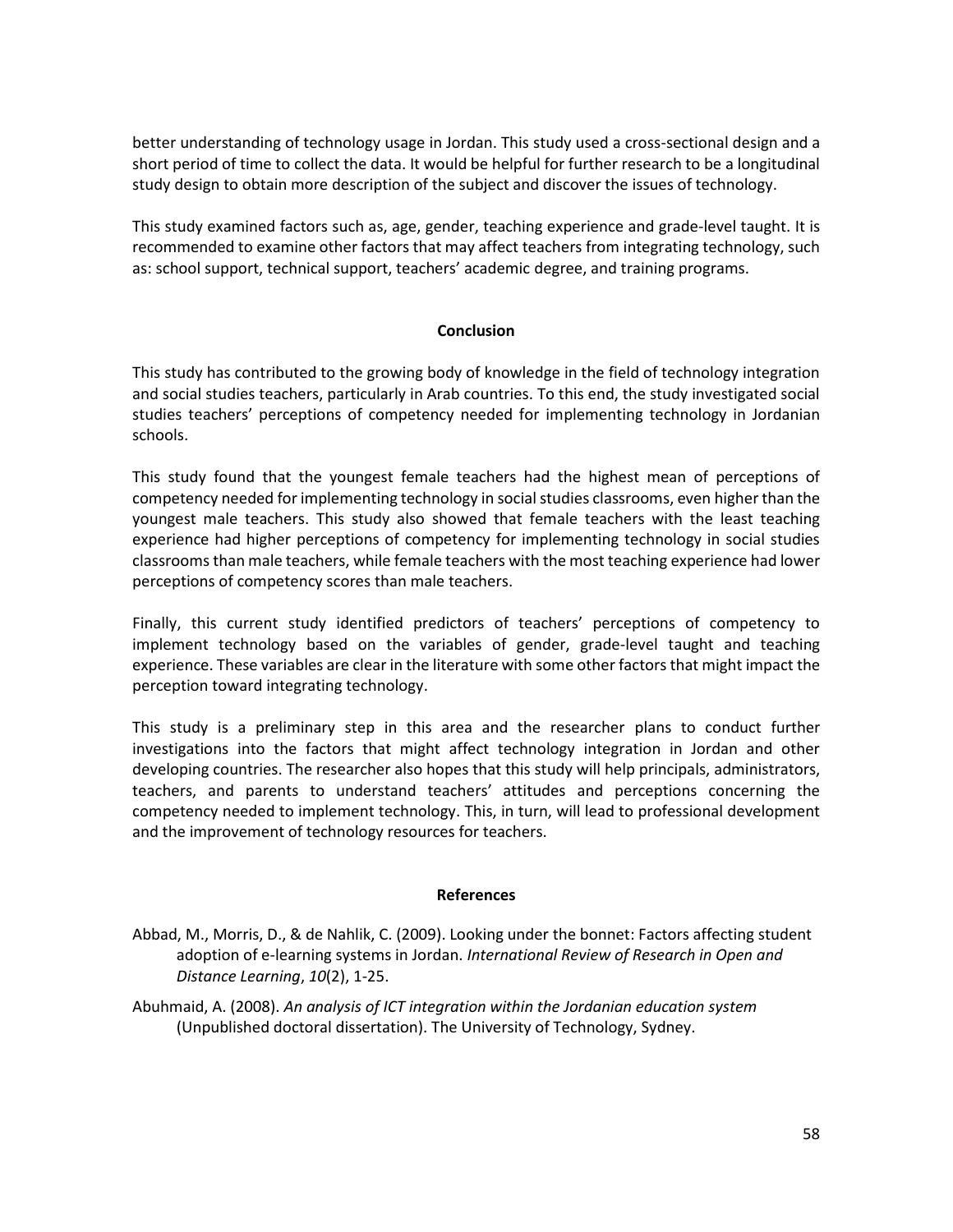better understanding of technology usage in Jordan. This study used a cross-sectional design and a short period of time to collect the data. It would be helpful for further research to be a longitudinal study design to obtain more description of the subject and discover the issues of technology.

This study examined factors such as, age, gender, teaching experience and grade-level taught. It is recommended to examine other factors that may affect teachers from integrating technology, such as: school support, technical support, teachers' academic degree, and training programs.

## Conclusion

This study has contributed to the growing body of knowledge in the field of technology integration and social studies teachers, particularly in Arab countries. To this end, the study investigated social studies teachers' perceptions of competency needed for implementing technology in Jordanian schools.

This study found that the youngest female teachers had the highest mean of perceptions of competency needed for implementing technology in social studies classrooms, even higher than the youngest male teachers. This study also showed that female teachers with the least teaching experience had higher perceptions of competency for implementing technology in social studies classrooms than male teachers, while female teachers with the most teaching experience had lower perceptions of competency scores than male teachers.

Finally, this current study identified predictors of teachers' perceptions of competency to implement technology based on the variables of gender, grade-level taught and teaching experience. These variables are clear in the literature with some other factors that might impact the perception toward integrating technology.

This study is a preliminary step in this area and the researcher plans to conduct further investigations into the factors that might affect technology integration in Jordan and other developing countries. The researcher also hopes that this study will help principals, administrators, teachers, and parents to understand teachers' attitudes and perceptions concerning the competency needed to implement technology. This, in turn, will lead to professional development and the improvement of technology resources for teachers.

## References

Abbad, M., Morris, D., & de Nahlik, C. (2009). Looking under the bonnet: Factors affecting student adoption of e-learning systems in Jordan. *International Review of Research in Open and Distance Learning*, *10*(2), 1-25.

Abuhmaid, A. (2008). *An analysis of ICT integration within the Jordanian education system* (Unpublished doctoral dissertation). The University of Technology, Sydney.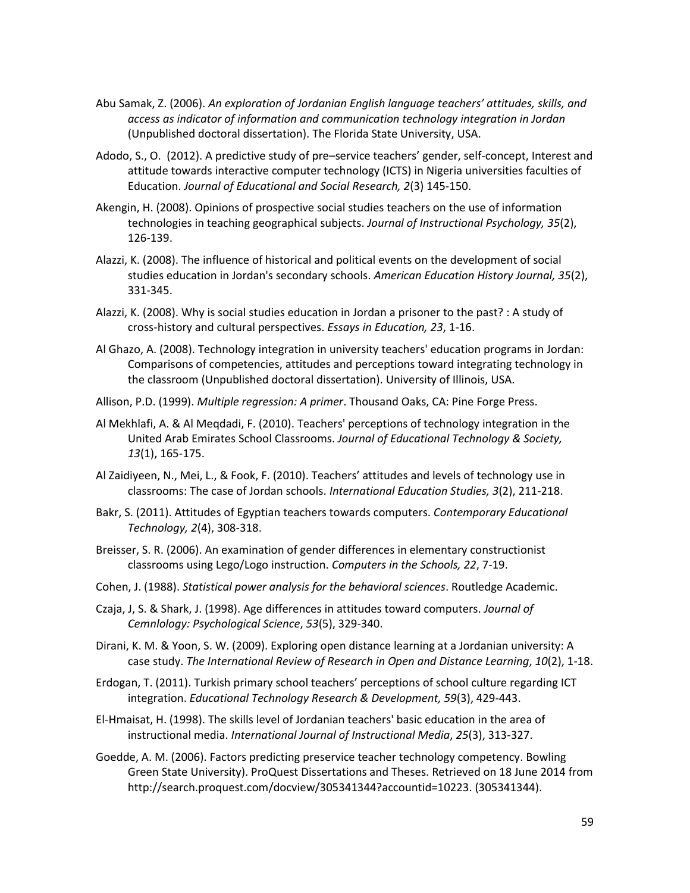Abu Samak, Z. (2006). *An exploration of Jordanian English language teachers' attitudes, skills, and access as indicator of information and communication technology integration in Jordan* (Unpublished doctoral dissertation). The Florida State University, USA.

Adodo, S., O. (2012). A predictive study of pre–service teachers' gender, self-concept, Interest and attitude towards interactive computer technology (ICTS) in Nigeria universities faculties of Education. *Journal of Educational and Social Research, 2*(3) 145-150.

Akengin, H. (2008). Opinions of prospective social studies teachers on the use of information technologies in teaching geographical subjects. *Journal of Instructional Psychology, 35*(2), 126-139.

Alazzi, K. (2008). The influence of historical and political events on the development of social studies education in Jordan's secondary schools. *American Education History Journal, 35*(2), 331-345.

Alazzi, K. (2008). Why is social studies education in Jordan a prisoner to the past? : A study of cross-history and cultural perspectives. *Essays in Education, 23*, 1-16.

Al Ghazo, A. (2008). Technology integration in university teachers' education programs in Jordan: Comparisons of competencies, attitudes and perceptions toward integrating technology in the classroom (Unpublished doctoral dissertation). University of Illinois, USA.

Allison, P.D. (1999). *Multiple regression: A primer*. Thousand Oaks, CA: Pine Forge Press.

Al Mekhlafi, A. & Al Meqdadi, F. (2010). Teachers' perceptions of technology integration in the United Arab Emirates School Classrooms. *Journal of Educational Technology & Society, 13*(1), 165-175.

Al Zaidiyeen, N., Mei, L., & Fook, F. (2010). Teachers' attitudes and levels of technology use in classrooms: The case of Jordan schools. *International Education Studies, 3*(2), 211-218.

Bakr, S. (2011). Attitudes of Egyptian teachers towards computers. *Contemporary Educational Technology, 2*(4), 308-318.

Breisser, S. R. (2006). An examination of gender differences in elementary constructionist classrooms using Lego/Logo instruction. *Computers in the Schools, 22*, 7-19.

Cohen, J. (1988). *Statistical power analysis for the behavioral sciences*. Routledge Academic.

Czaja, J, S. & Shark, J. (1998). Age differences in attitudes toward computers. *Journal of Cemnlology: Psychological Science*, *53*(5), 329-340.

Dirani, K. M. & Yoon, S. W. (2009). Exploring open distance learning at a Jordanian university: A case study. *The International Review of Research in Open and Distance Learning*, *10*(2), 1-18.

Erdogan, T. (2011). Turkish primary school teachers' perceptions of school culture regarding ICT integration. *Educational Technology Research & Development, 59*(3), 429-443.

El-Hmaisat, H. (1998). The skills level of Jordanian teachers' basic education in the area of instructional media. *International Journal of Instructional Media*, *25*(3), 313-327.

Goedde, A. M. (2006). Factors predicting preservice teacher technology competency. Bowling Green State University). ProQuest Dissertations and Theses. Retrieved on 18 June 2014 from http://search.proquest.com/docview/305341344?accountid=10223. (305341344).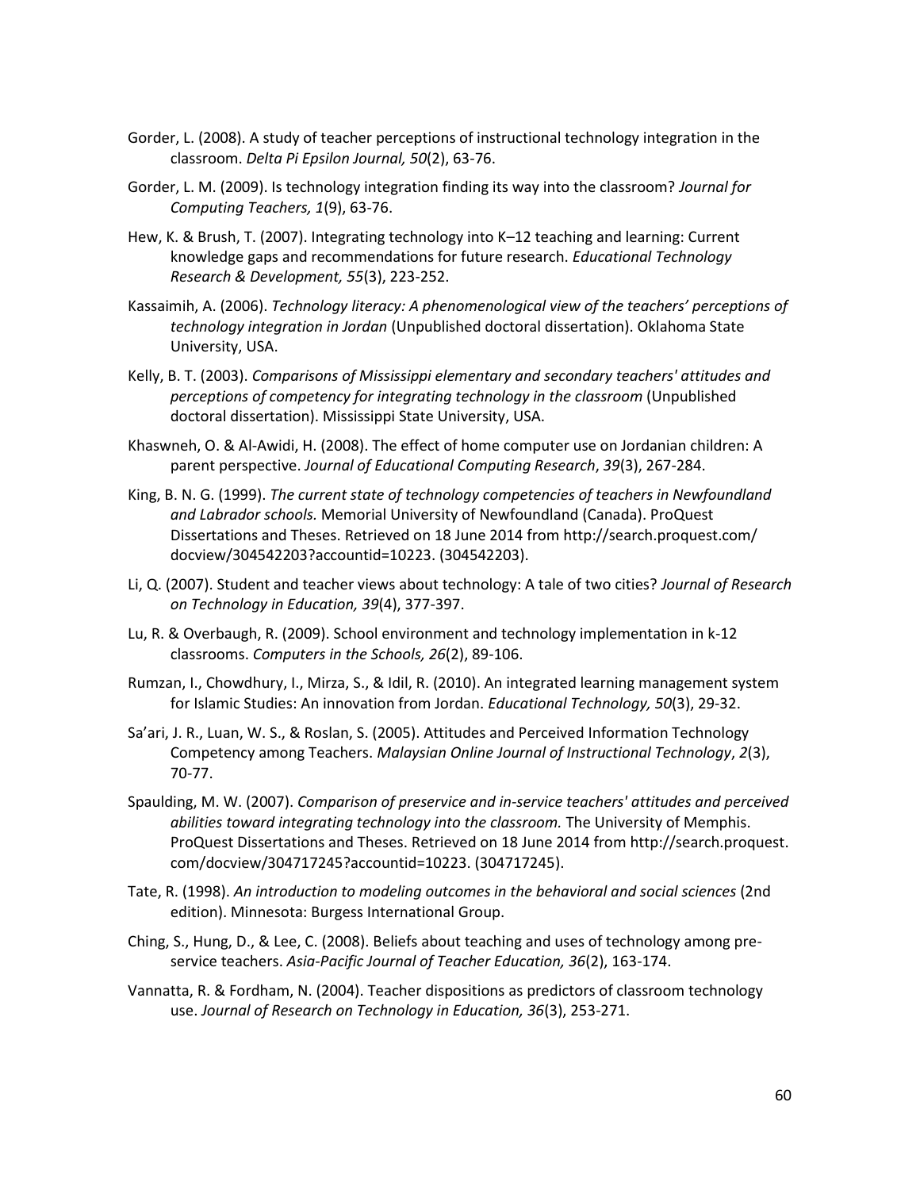Gorder, L. (2008). A study of teacher perceptions of instructional technology integration in the classroom. *Delta Pi Epsilon Journal, 50*(2), 63-76.

Gorder, L. M. (2009). Is technology integration finding its way into the classroom? *Journal for Computing Teachers, 1*(9), 63-76.

Hew, K. & Brush, T. (2007). Integrating technology into K–12 teaching and learning: Current knowledge gaps and recommendations for future research. *Educational Technology Research & Development, 55*(3), 223-252.

Kassaimih, A. (2006). *Technology literacy: A phenomenological view of the teachers' perceptions of technology integration in Jordan* (Unpublished doctoral dissertation). Oklahoma State University, USA.

Kelly, B. T. (2003). *Comparisons of Mississippi elementary and secondary teachers' attitudes and perceptions of competency for integrating technology in the classroom* (Unpublished doctoral dissertation). Mississippi State University, USA.

Khaswneh, O. & Al-Awidi, H. (2008). The effect of home computer use on Jordanian children: A parent perspective. *Journal of Educational Computing Research*, *39*(3), 267-284.

King, B. N. G. (1999). *The current state of technology competencies of teachers in Newfoundland and Labrador schools.* Memorial University of Newfoundland (Canada). ProQuest Dissertations and Theses. Retrieved on 18 June 2014 from http://search.proquest.com/docview/304542203?accountid=10223. (304542203).

Li, Q. (2007). Student and teacher views about technology: A tale of two cities? *Journal of Research on Technology in Education, 39*(4), 377-397.

Lu, R. & Overbaugh, R. (2009). School environment and technology implementation in k-12 classrooms. *Computers in the Schools, 26*(2), 89-106.

Rumzan, I., Chowdhury, I., Mirza, S., & Idil, R. (2010). An integrated learning management system for Islamic Studies: An innovation from Jordan. *Educational Technology, 50*(3), 29-32.

Sa'ari, J. R., Luan, W. S., & Roslan, S. (2005). Attitudes and Perceived Information Technology Competency among Teachers. *Malaysian Online Journal of Instructional Technology*, *2*(3), 70-77.

Spaulding, M. W. (2007). *Comparison of preservice and in-service teachers' attitudes and perceived abilities toward integrating technology into the classroom.* The University of Memphis. ProQuest Dissertations and Theses. Retrieved on 18 June 2014 from http://search.proquest.com/docview/304717245?accountid=10223. (304717245).

Tate, R. (1998). *An introduction to modeling outcomes in the behavioral and social sciences* (2nd edition). Minnesota: Burgess International Group.

Ching, S., Hung, D., & Lee, C. (2008). Beliefs about teaching and uses of technology among pre-service teachers. *Asia-Pacific Journal of Teacher Education, 36*(2), 163-174.

Vannatta, R. & Fordham, N. (2004). Teacher dispositions as predictors of classroom technology use. *Journal of Research on Technology in Education, 36*(3), 253-271.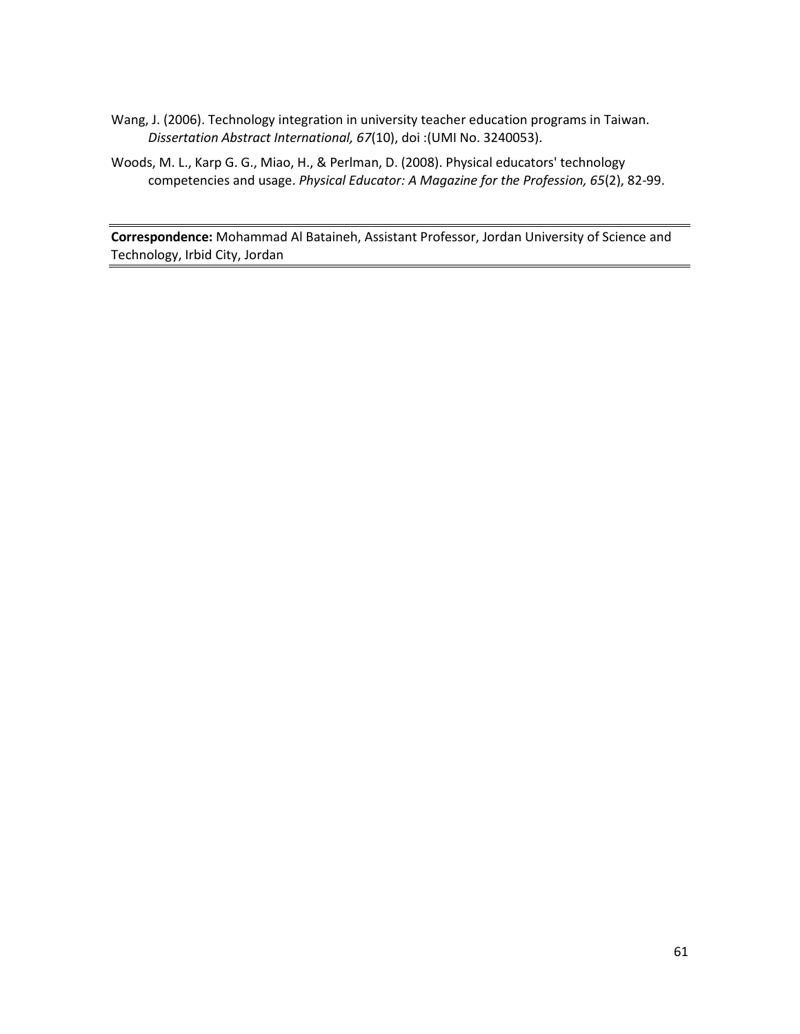Wang, J. (2006). Technology integration in university teacher education programs in Taiwan. *Dissertation Abstract International, 67*(10), doi :(UMI No. 3240053).

Woods, M. L., Karp G. G., Miao, H., & Perlman, D. (2008). Physical educators' technology competencies and usage. *Physical Educator: A Magazine for the Profession, 65*(2), 82-99.

---

**Correspondence:** Mohammad Al Bataineh, Assistant Professor, Jordan University of Science and Technology, Irbid City, Jordan